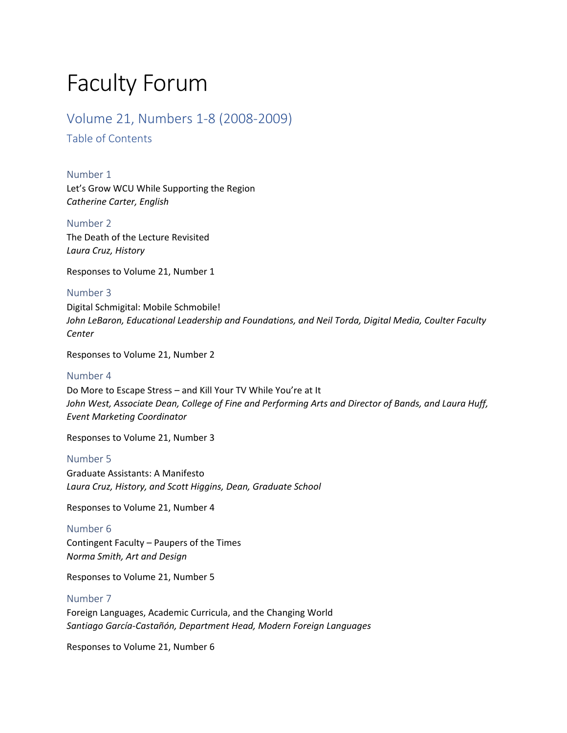# Faculty Forum

## Volume 21, Numbers 1-8 (2008-2009)

### Table of Contents

### Number 1

Let's Grow WCU While Supporting the Region
*Catherine Carter, English*

### Number 2

The Death of the Lecture Revisited
*Laura Cruz, History*

Responses to Volume 21, Number 1

### Number 3

Digital Schmigital: Mobile Schmobile!
*John LeBaron, Educational Leadership and Foundations, and Neil Torda, Digital Media, Coulter Faculty Center*

Responses to Volume 21, Number 2

### Number 4

Do More to Escape Stress – and Kill Your TV While You're at It
*John West, Associate Dean, College of Fine and Performing Arts and Director of Bands, and Laura Huff, Event Marketing Coordinator*

Responses to Volume 21, Number 3

### Number 5

Graduate Assistants: A Manifesto
*Laura Cruz, History, and Scott Higgins, Dean, Graduate School*

Responses to Volume 21, Number 4

### Number 6

Contingent Faculty – Paupers of the Times
*Norma Smith, Art and Design*

Responses to Volume 21, Number 5

### Number 7

Foreign Languages, Academic Curricula, and the Changing World
*Santiago García-Castañón, Department Head, Modern Foreign Languages*

Responses to Volume 21, Number 6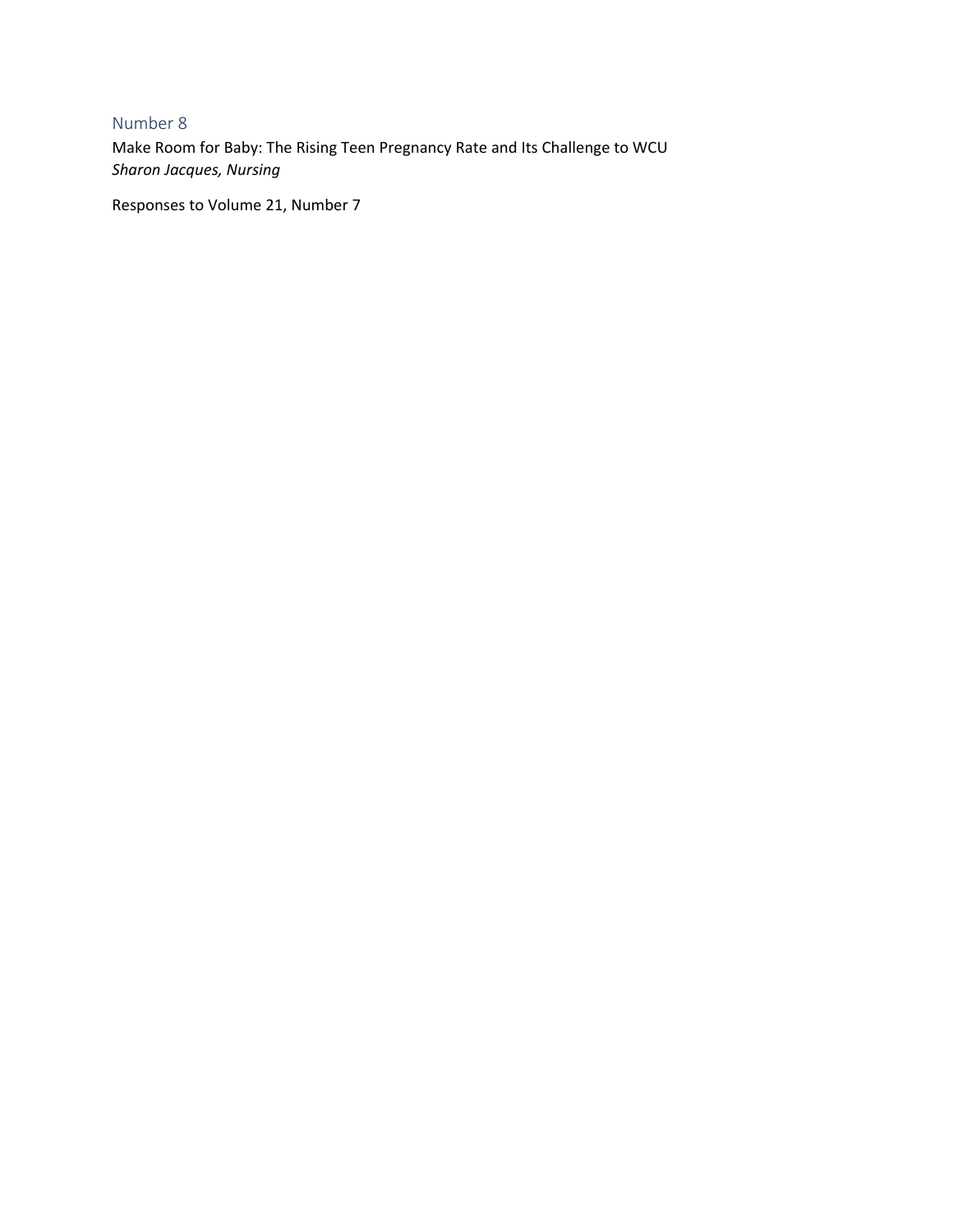## Number 8

Make Room for Baby: The Rising Teen Pregnancy Rate and Its Challenge to WCU
*Sharon Jacques, Nursing*

Responses to Volume 21, Number 7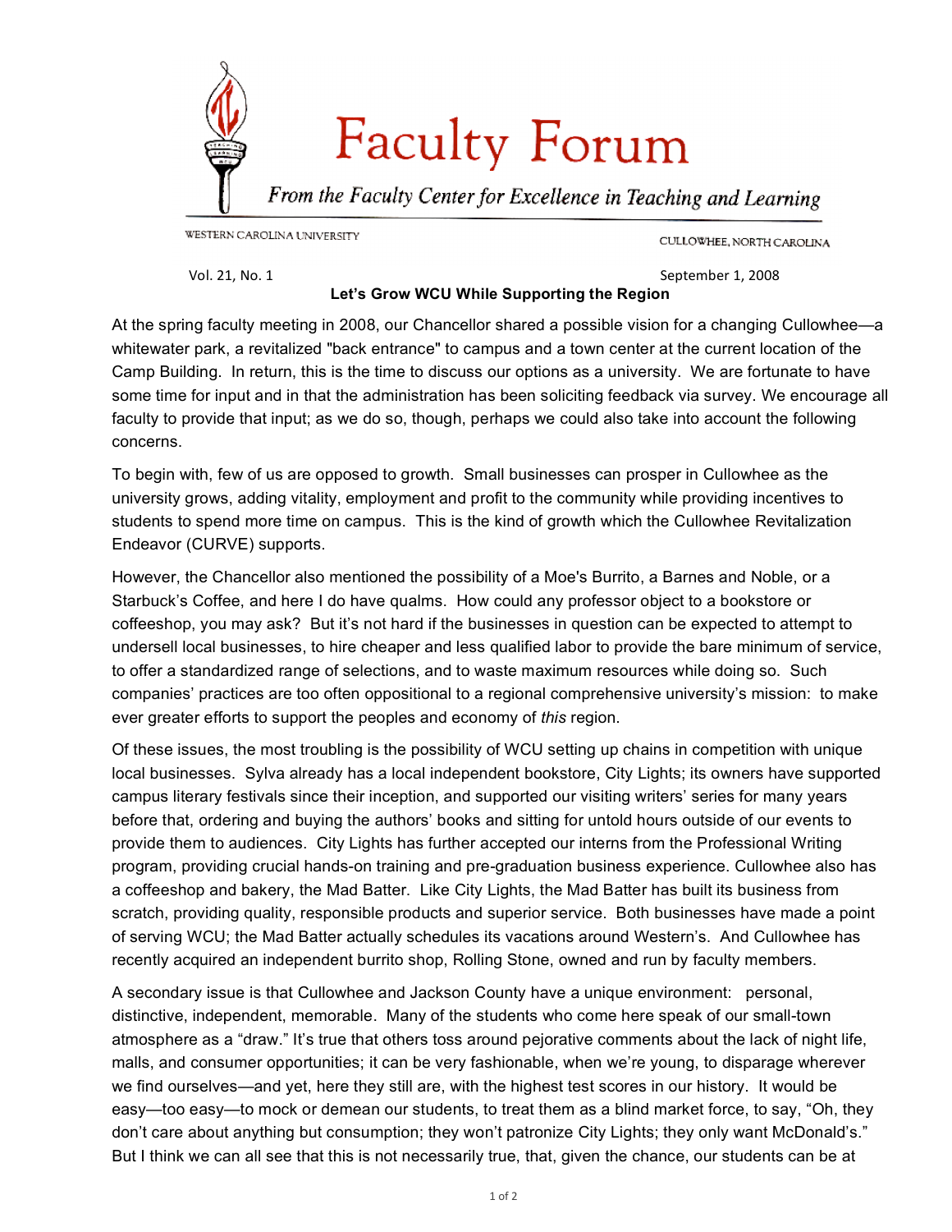# Faculty Forum

*From the Faculty Center for Excellence in Teaching and Learning*

WESTERN CAROLINA UNIVERSITY — CULLOWHEE, NORTH CAROLINA

Vol. 21, No. 1 — September 1, 2008

## Let's Grow WCU While Supporting the Region

At the spring faculty meeting in 2008, our Chancellor shared a possible vision for a changing Cullowhee—a whitewater park, a revitalized "back entrance" to campus and a town center at the current location of the Camp Building. In return, this is the time to discuss our options as a university. We are fortunate to have some time for input and in that the administration has been soliciting feedback via survey. We encourage all faculty to provide that input; as we do so, though, perhaps we could also take into account the following concerns.

To begin with, few of us are opposed to growth. Small businesses can prosper in Cullowhee as the university grows, adding vitality, employment and profit to the community while providing incentives to students to spend more time on campus. This is the kind of growth which the Cullowhee Revitalization Endeavor (CURVE) supports.

However, the Chancellor also mentioned the possibility of a Moe's Burrito, a Barnes and Noble, or a Starbuck's Coffee, and here I do have qualms. How could any professor object to a bookstore or coffeeshop, you may ask? But it's not hard if the businesses in question can be expected to attempt to undersell local businesses, to hire cheaper and less qualified labor to provide the bare minimum of service, to offer a standardized range of selections, and to waste maximum resources while doing so. Such companies' practices are too often oppositional to a regional comprehensive university's mission: to make ever greater efforts to support the peoples and economy of *this* region.

Of these issues, the most troubling is the possibility of WCU setting up chains in competition with unique local businesses. Sylva already has a local independent bookstore, City Lights; its owners have supported campus literary festivals since their inception, and supported our visiting writers' series for many years before that, ordering and buying the authors' books and sitting for untold hours outside of our events to provide them to audiences. City Lights has further accepted our interns from the Professional Writing program, providing crucial hands-on training and pre-graduation business experience. Cullowhee also has a coffeeshop and bakery, the Mad Batter. Like City Lights, the Mad Batter has built its business from scratch, providing quality, responsible products and superior service. Both businesses have made a point of serving WCU; the Mad Batter actually schedules its vacations around Western's. And Cullowhee has recently acquired an independent burrito shop, Rolling Stone, owned and run by faculty members.

A secondary issue is that Cullowhee and Jackson County have a unique environment: personal, distinctive, independent, memorable. Many of the students who come here speak of our small-town atmosphere as a "draw." It's true that others toss around pejorative comments about the lack of night life, malls, and consumer opportunities; it can be very fashionable, when we're young, to disparage wherever we find ourselves—and yet, here they still are, with the highest test scores in our history. It would be easy—too easy—to mock or demean our students, to treat them as a blind market force, to say, "Oh, they don't care about anything but consumption; they won't patronize City Lights; they only want McDonald's." But I think we can all see that this is not necessarily true, that, given the chance, our students can be at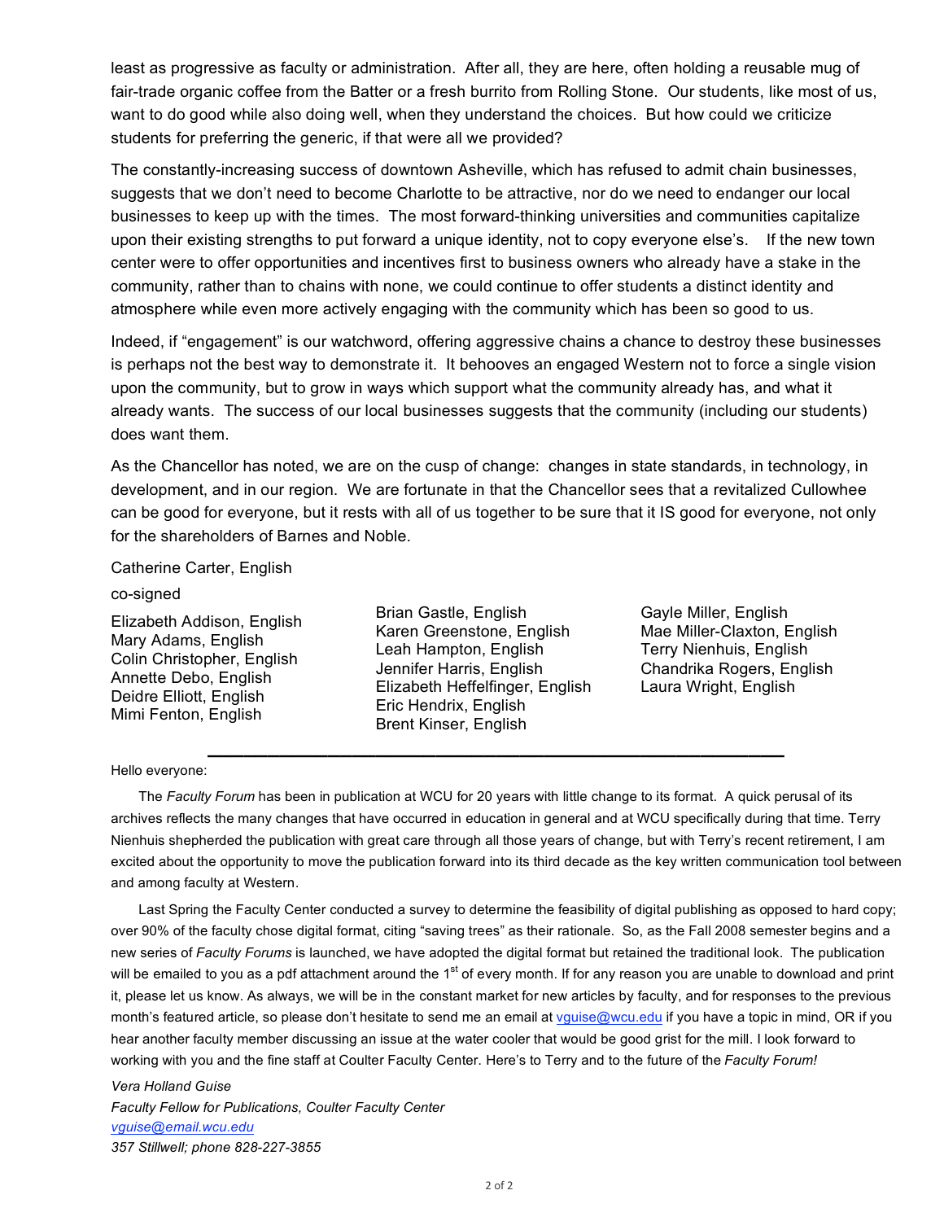least as progressive as faculty or administration. After all, they are here, often holding a reusable mug of fair-trade organic coffee from the Batter or a fresh burrito from Rolling Stone. Our students, like most of us, want to do good while also doing well, when they understand the choices. But how could we criticize students for preferring the generic, if that were all we provided?

The constantly-increasing success of downtown Asheville, which has refused to admit chain businesses, suggests that we don't need to become Charlotte to be attractive, nor do we need to endanger our local businesses to keep up with the times. The most forward-thinking universities and communities capitalize upon their existing strengths to put forward a unique identity, not to copy everyone else's. If the new town center were to offer opportunities and incentives first to business owners who already have a stake in the community, rather than to chains with none, we could continue to offer students a distinct identity and atmosphere while even more actively engaging with the community which has been so good to us.

Indeed, if "engagement" is our watchword, offering aggressive chains a chance to destroy these businesses is perhaps not the best way to demonstrate it. It behooves an engaged Western not to force a single vision upon the community, but to grow in ways which support what the community already has, and what it already wants. The success of our local businesses suggests that the community (including our students) does want them.

As the Chancellor has noted, we are on the cusp of change: changes in state standards, in technology, in development, and in our region. We are fortunate in that the Chancellor sees that a revitalized Cullowhee can be good for everyone, but it rests with all of us together to be sure that it IS good for everyone, not only for the shareholders of Barnes and Noble.

Catherine Carter, English

co-signed

Elizabeth Addison, English
Mary Adams, English
Colin Christopher, English
Annette Debo, English
Deidre Elliott, English
Mimi Fenton, English
Brian Gastle, English
Karen Greenstone, English
Leah Hampton, English
Jennifer Harris, English
Elizabeth Heffelfinger, English
Eric Hendrix, English
Brent Kinser, English
Gayle Miller, English
Mae Miller-Claxton, English
Terry Nienhuis, English
Chandrika Rogers, English
Laura Wright, English

---

Hello everyone:

The *Faculty Forum* has been in publication at WCU for 20 years with little change to its format. A quick perusal of its archives reflects the many changes that have occurred in education in general and at WCU specifically during that time. Terry Nienhuis shepherded the publication with great care through all those years of change, but with Terry's recent retirement, I am excited about the opportunity to move the publication forward into its third decade as the key written communication tool between and among faculty at Western.

Last Spring the Faculty Center conducted a survey to determine the feasibility of digital publishing as opposed to hard copy; over 90% of the faculty chose digital format, citing "saving trees" as their rationale. So, as the Fall 2008 semester begins and a new series of *Faculty Forums* is launched, we have adopted the digital format but retained the traditional look. The publication will be emailed to you as a pdf attachment around the 1st of every month. If for any reason you are unable to download and print it, please let us know. As always, we will be in the constant market for new articles by faculty, and for responses to the previous month's featured article, so please don't hesitate to send me an email at vguise@wcu.edu if you have a topic in mind, OR if you hear another faculty member discussing an issue at the water cooler that would be good grist for the mill. I look forward to working with you and the fine staff at Coulter Faculty Center. Here's to Terry and to the future of the *Faculty Forum!*

*Vera Holland Guise*
*Faculty Fellow for Publications, Coulter Faculty Center*
*vguise@email.wcu.edu*
*357 Stillwell; phone 828-227-3855*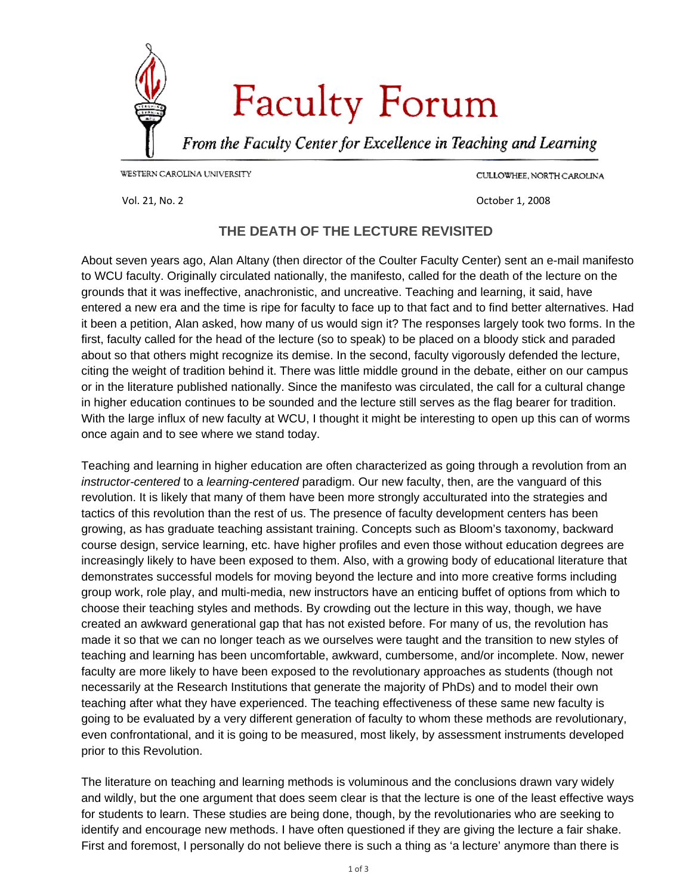# Faculty Forum

*From the Faculty Center for Excellence in Teaching and Learning*

WESTERN CAROLINA UNIVERSITY

CULLOWHEE, NORTH CAROLINA

Vol. 21, No. 2

October 1, 2008

## THE DEATH OF THE LECTURE REVISITED

About seven years ago, Alan Altany (then director of the Coulter Faculty Center) sent an e-mail manifesto to WCU faculty. Originally circulated nationally, the manifesto, called for the death of the lecture on the grounds that it was ineffective, anachronistic, and uncreative. Teaching and learning, it said, have entered a new era and the time is ripe for faculty to face up to that fact and to find better alternatives. Had it been a petition, Alan asked, how many of us would sign it? The responses largely took two forms. In the first, faculty called for the head of the lecture (so to speak) to be placed on a bloody stick and paraded about so that others might recognize its demise. In the second, faculty vigorously defended the lecture, citing the weight of tradition behind it. There was little middle ground in the debate, either on our campus or in the literature published nationally. Since the manifesto was circulated, the call for a cultural change in higher education continues to be sounded and the lecture still serves as the flag bearer for tradition. With the large influx of new faculty at WCU, I thought it might be interesting to open up this can of worms once again and to see where we stand today.

Teaching and learning in higher education are often characterized as going through a revolution from an *instructor-centered* to a *learning-centered* paradigm. Our new faculty, then, are the vanguard of this revolution. It is likely that many of them have been more strongly acculturated into the strategies and tactics of this revolution than the rest of us. The presence of faculty development centers has been growing, as has graduate teaching assistant training. Concepts such as Bloom's taxonomy, backward course design, service learning, etc. have higher profiles and even those without education degrees are increasingly likely to have been exposed to them. Also, with a growing body of educational literature that demonstrates successful models for moving beyond the lecture and into more creative forms including group work, role play, and multi-media, new instructors have an enticing buffet of options from which to choose their teaching styles and methods. By crowding out the lecture in this way, though, we have created an awkward generational gap that has not existed before. For many of us, the revolution has made it so that we can no longer teach as we ourselves were taught and the transition to new styles of teaching and learning has been uncomfortable, awkward, cumbersome, and/or incomplete. Now, newer faculty are more likely to have been exposed to the revolutionary approaches as students (though not necessarily at the Research Institutions that generate the majority of PhDs) and to model their own teaching after what they have experienced. The teaching effectiveness of these same new faculty is going to be evaluated by a very different generation of faculty to whom these methods are revolutionary, even confrontational, and it is going to be measured, most likely, by assessment instruments developed prior to this Revolution.

The literature on teaching and learning methods is voluminous and the conclusions drawn vary widely and wildly, but the one argument that does seem clear is that the lecture is one of the least effective ways for students to learn. These studies are being done, though, by the revolutionaries who are seeking to identify and encourage new methods. I have often questioned if they are giving the lecture a fair shake. First and foremost, I personally do not believe there is such a thing as 'a lecture' anymore than there is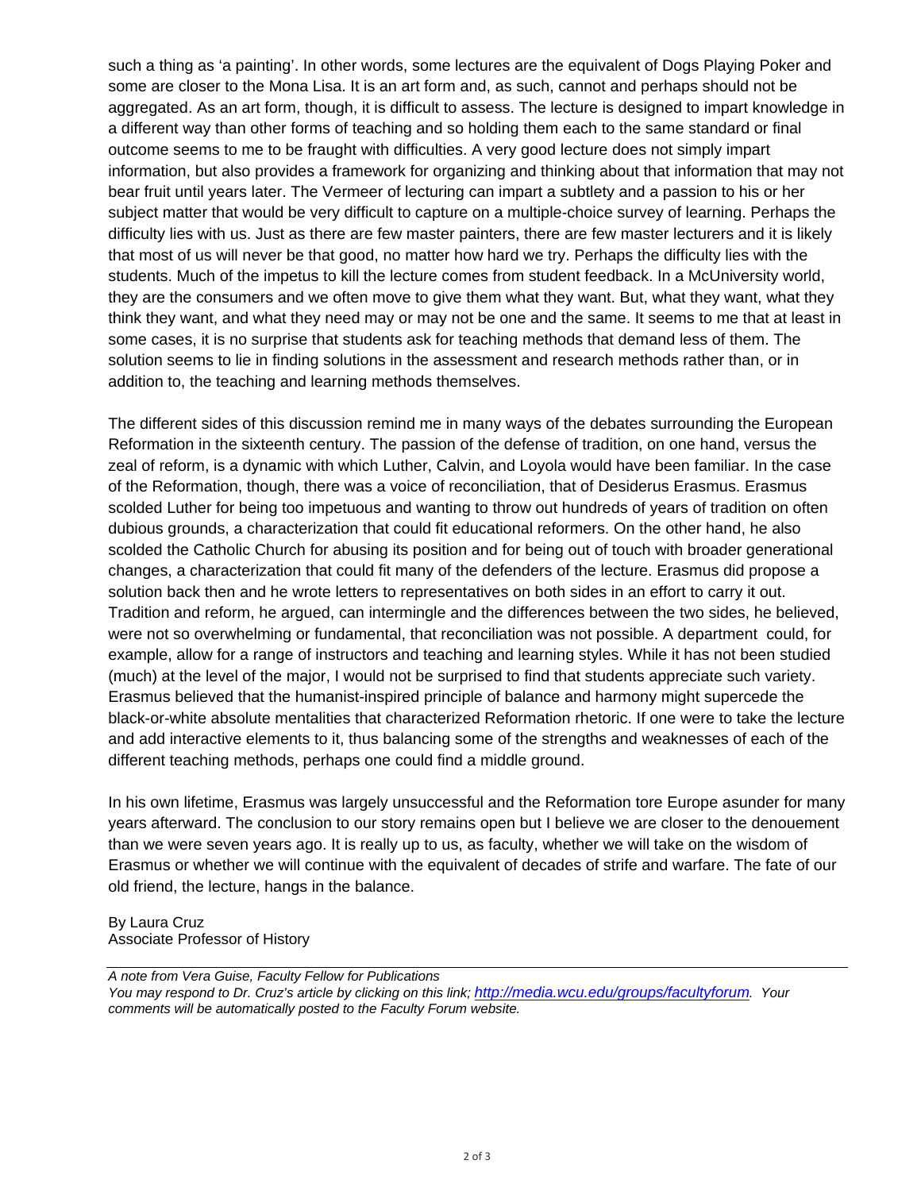such a thing as 'a painting'. In other words, some lectures are the equivalent of Dogs Playing Poker and some are closer to the Mona Lisa. It is an art form and, as such, cannot and perhaps should not be aggregated. As an art form, though, it is difficult to assess. The lecture is designed to impart knowledge in a different way than other forms of teaching and so holding them each to the same standard or final outcome seems to me to be fraught with difficulties. A very good lecture does not simply impart information, but also provides a framework for organizing and thinking about that information that may not bear fruit until years later. The Vermeer of lecturing can impart a subtlety and a passion to his or her subject matter that would be very difficult to capture on a multiple-choice survey of learning. Perhaps the difficulty lies with us. Just as there are few master painters, there are few master lecturers and it is likely that most of us will never be that good, no matter how hard we try. Perhaps the difficulty lies with the students. Much of the impetus to kill the lecture comes from student feedback. In a McUniversity world, they are the consumers and we often move to give them what they want. But, what they want, what they think they want, and what they need may or may not be one and the same. It seems to me that at least in some cases, it is no surprise that students ask for teaching methods that demand less of them. The solution seems to lie in finding solutions in the assessment and research methods rather than, or in addition to, the teaching and learning methods themselves.

The different sides of this discussion remind me in many ways of the debates surrounding the European Reformation in the sixteenth century. The passion of the defense of tradition, on one hand, versus the zeal of reform, is a dynamic with which Luther, Calvin, and Loyola would have been familiar. In the case of the Reformation, though, there was a voice of reconciliation, that of Desiderus Erasmus. Erasmus scolded Luther for being too impetuous and wanting to throw out hundreds of years of tradition on often dubious grounds, a characterization that could fit educational reformers. On the other hand, he also scolded the Catholic Church for abusing its position and for being out of touch with broader generational changes, a characterization that could fit many of the defenders of the lecture. Erasmus did propose a solution back then and he wrote letters to representatives on both sides in an effort to carry it out. Tradition and reform, he argued, can intermingle and the differences between the two sides, he believed, were not so overwhelming or fundamental, that reconciliation was not possible. A department could, for example, allow for a range of instructors and teaching and learning styles. While it has not been studied (much) at the level of the major, I would not be surprised to find that students appreciate such variety. Erasmus believed that the humanist-inspired principle of balance and harmony might supercede the black-or-white absolute mentalities that characterized Reformation rhetoric. If one were to take the lecture and add interactive elements to it, thus balancing some of the strengths and weaknesses of each of the different teaching methods, perhaps one could find a middle ground.

In his own lifetime, Erasmus was largely unsuccessful and the Reformation tore Europe asunder for many years afterward. The conclusion to our story remains open but I believe we are closer to the denouement than we were seven years ago. It is really up to us, as faculty, whether we will take on the wisdom of Erasmus or whether we will continue with the equivalent of decades of strife and warfare. The fate of our old friend, the lecture, hangs in the balance.

By Laura Cruz
Associate Professor of History

---

*A note from Vera Guise, Faculty Fellow for Publications*
*You may respond to Dr. Cruz's article by clicking on this link; [http://media.wcu.edu/groups/facultyforum](http://media.wcu.edu/groups/facultyforum). Your comments will be automatically posted to the Faculty Forum website.*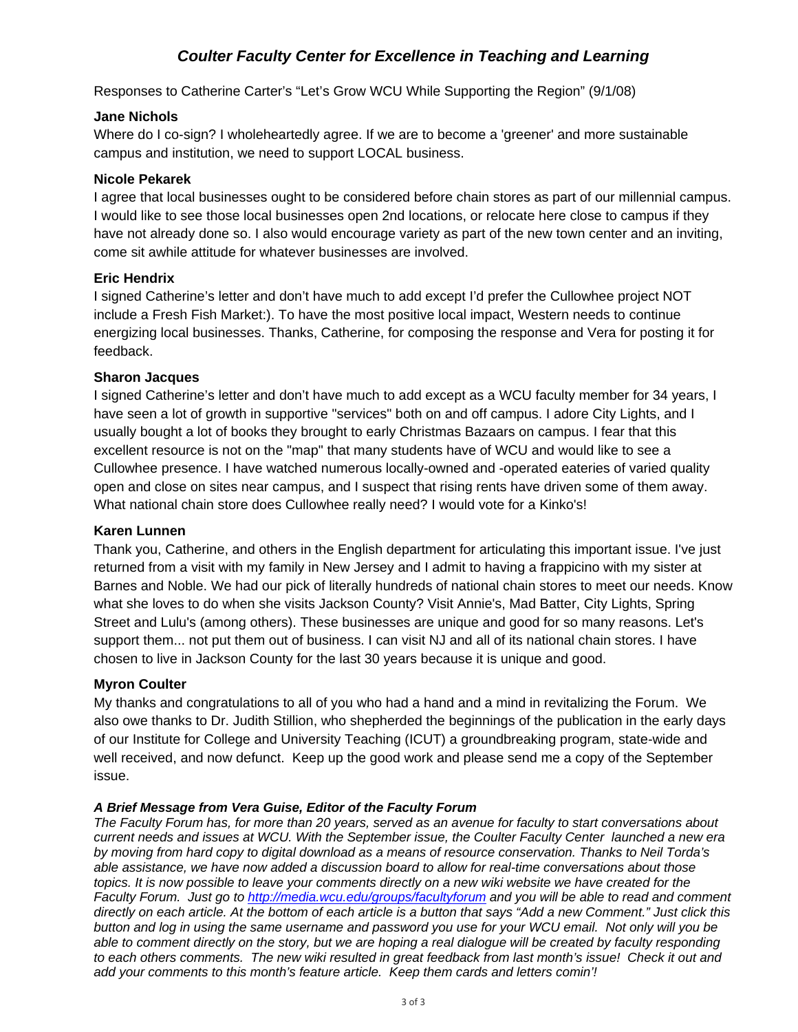# *Coulter Faculty Center for Excellence in Teaching and Learning*

Responses to Catherine Carter's "Let's Grow WCU While Supporting the Region" (9/1/08)

**Jane Nichols**

Where do I co-sign? I wholeheartedly agree. If we are to become a 'greener' and more sustainable campus and institution, we need to support LOCAL business.

**Nicole Pekarek**

I agree that local businesses ought to be considered before chain stores as part of our millennial campus. I would like to see those local businesses open 2nd locations, or relocate here close to campus if they have not already done so. I also would encourage variety as part of the new town center and an inviting, come sit awhile attitude for whatever businesses are involved.

**Eric Hendrix**

I signed Catherine's letter and don't have much to add except I'd prefer the Cullowhee project NOT include a Fresh Fish Market:). To have the most positive local impact, Western needs to continue energizing local businesses. Thanks, Catherine, for composing the response and Vera for posting it for feedback.

**Sharon Jacques**

I signed Catherine's letter and don't have much to add except as a WCU faculty member for 34 years, I have seen a lot of growth in supportive "services" both on and off campus. I adore City Lights, and I usually bought a lot of books they brought to early Christmas Bazaars on campus. I fear that this excellent resource is not on the "map" that many students have of WCU and would like to see a Cullowhee presence. I have watched numerous locally-owned and -operated eateries of varied quality open and close on sites near campus, and I suspect that rising rents have driven some of them away. What national chain store does Cullowhee really need? I would vote for a Kinko's!

**Karen Lunnen**

Thank you, Catherine, and others in the English department for articulating this important issue. I've just returned from a visit with my family in New Jersey and I admit to having a frappicino with my sister at Barnes and Noble. We had our pick of literally hundreds of national chain stores to meet our needs. Know what she loves to do when she visits Jackson County? Visit Annie's, Mad Batter, City Lights, Spring Street and Lulu's (among others). These businesses are unique and good for so many reasons. Let's support them... not put them out of business. I can visit NJ and all of its national chain stores. I have chosen to live in Jackson County for the last 30 years because it is unique and good.

**Myron Coulter**

My thanks and congratulations to all of you who had a hand and a mind in revitalizing the Forum. We also owe thanks to Dr. Judith Stillion, who shepherded the beginnings of the publication in the early days of our Institute for College and University Teaching (ICUT) a groundbreaking program, state-wide and well received, and now defunct. Keep up the good work and please send me a copy of the September issue.

***A Brief Message from Vera Guise, Editor of the Faculty Forum***

*The Faculty Forum has, for more than 20 years, served as an avenue for faculty to start conversations about current needs and issues at WCU. With the September issue, the Coulter Faculty Center launched a new era by moving from hard copy to digital download as a means of resource conservation. Thanks to Neil Torda's able assistance, we have now added a discussion board to allow for real-time conversations about those topics. It is now possible to leave your comments directly on a new wiki website we have created for the Faculty Forum. Just go to [http://media.wcu.edu/groups/facultyforum](http://media.wcu.edu/groups/facultyforum) and you will be able to read and comment directly on each article. At the bottom of each article is a button that says "Add a new Comment." Just click this button and log in using the same username and password you use for your WCU email. Not only will you be able to comment directly on the story, but we are hoping a real dialogue will be created by faculty responding to each others comments. The new wiki resulted in great feedback from last month's issue! Check it out and add your comments to this month's feature article. Keep them cards and letters comin'!*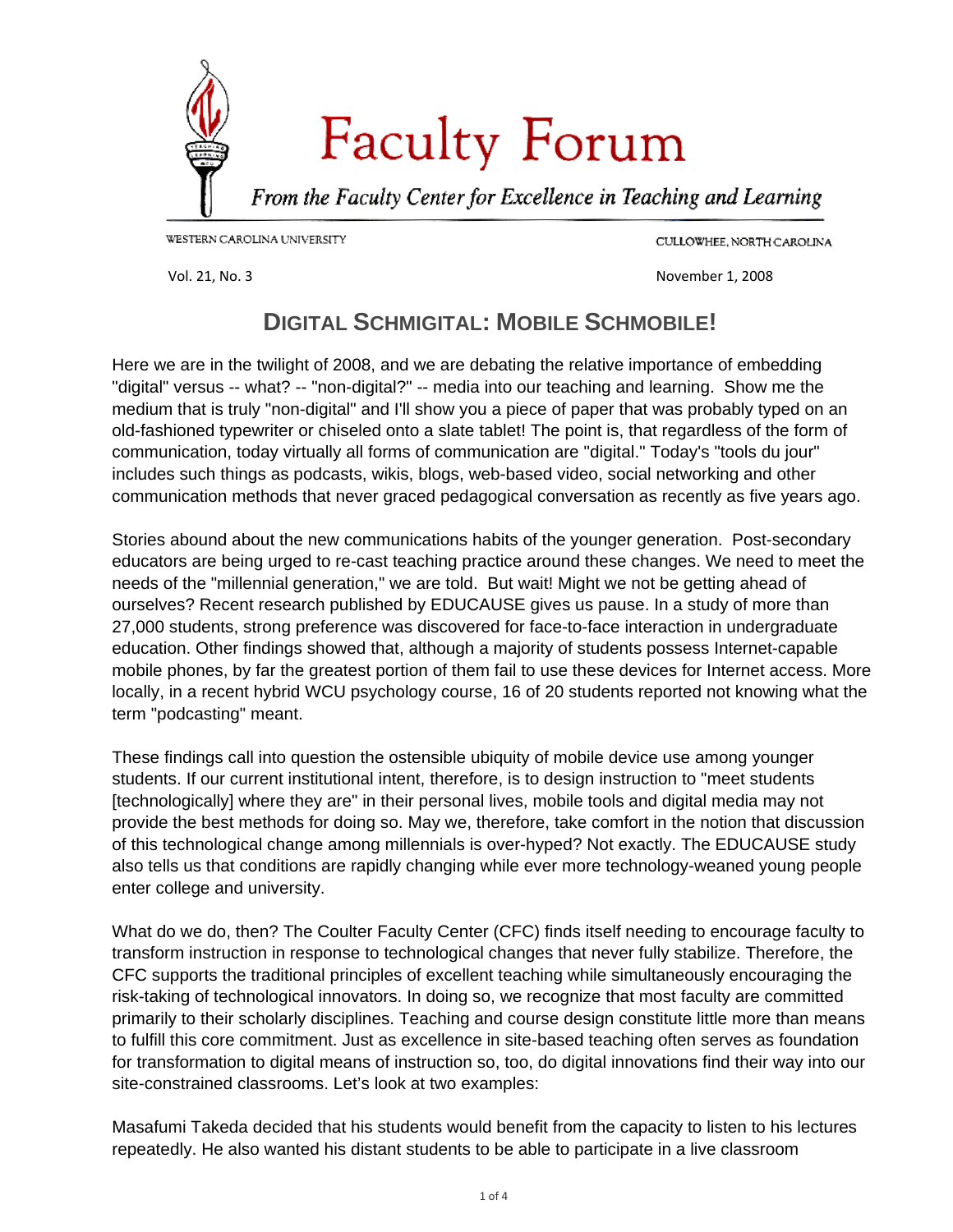# Faculty Forum

*From the Faculty Center for Excellence in Teaching and Learning*

WESTERN CAROLINA UNIVERSITY — CULLOWHEE, NORTH CAROLINA

Vol. 21, No. 3 — November 1, 2008

## DIGITAL SCHMIGITAL: MOBILE SCHMOBILE!

Here we are in the twilight of 2008, and we are debating the relative importance of embedding "digital" versus -- what? -- "non-digital?" -- media into our teaching and learning. Show me the medium that is truly "non-digital" and I'll show you a piece of paper that was probably typed on an old-fashioned typewriter or chiseled onto a slate tablet! The point is, that regardless of the form of communication, today virtually all forms of communication are "digital." Today's "tools du jour" includes such things as podcasts, wikis, blogs, web-based video, social networking and other communication methods that never graced pedagogical conversation as recently as five years ago.

Stories abound about the new communications habits of the younger generation. Post-secondary educators are being urged to re-cast teaching practice around these changes. We need to meet the needs of the "millennial generation," we are told. But wait! Might we not be getting ahead of ourselves? Recent research published by EDUCAUSE gives us pause. In a study of more than 27,000 students, strong preference was discovered for face-to-face interaction in undergraduate education. Other findings showed that, although a majority of students possess Internet-capable mobile phones, by far the greatest portion of them fail to use these devices for Internet access. More locally, in a recent hybrid WCU psychology course, 16 of 20 students reported not knowing what the term "podcasting" meant.

These findings call into question the ostensible ubiquity of mobile device use among younger students. If our current institutional intent, therefore, is to design instruction to "meet students [technologically] where they are" in their personal lives, mobile tools and digital media may not provide the best methods for doing so. May we, therefore, take comfort in the notion that discussion of this technological change among millennials is over-hyped? Not exactly. The EDUCAUSE study also tells us that conditions are rapidly changing while ever more technology-weaned young people enter college and university.

What do we do, then? The Coulter Faculty Center (CFC) finds itself needing to encourage faculty to transform instruction in response to technological changes that never fully stabilize. Therefore, the CFC supports the traditional principles of excellent teaching while simultaneously encouraging the risk-taking of technological innovators. In doing so, we recognize that most faculty are committed primarily to their scholarly disciplines. Teaching and course design constitute little more than means to fulfill this core commitment. Just as excellence in site-based teaching often serves as foundation for transformation to digital means of instruction so, too, do digital innovations find their way into our site-constrained classrooms. Let's look at two examples:

Masafumi Takeda decided that his students would benefit from the capacity to listen to his lectures repeatedly. He also wanted his distant students to be able to participate in a live classroom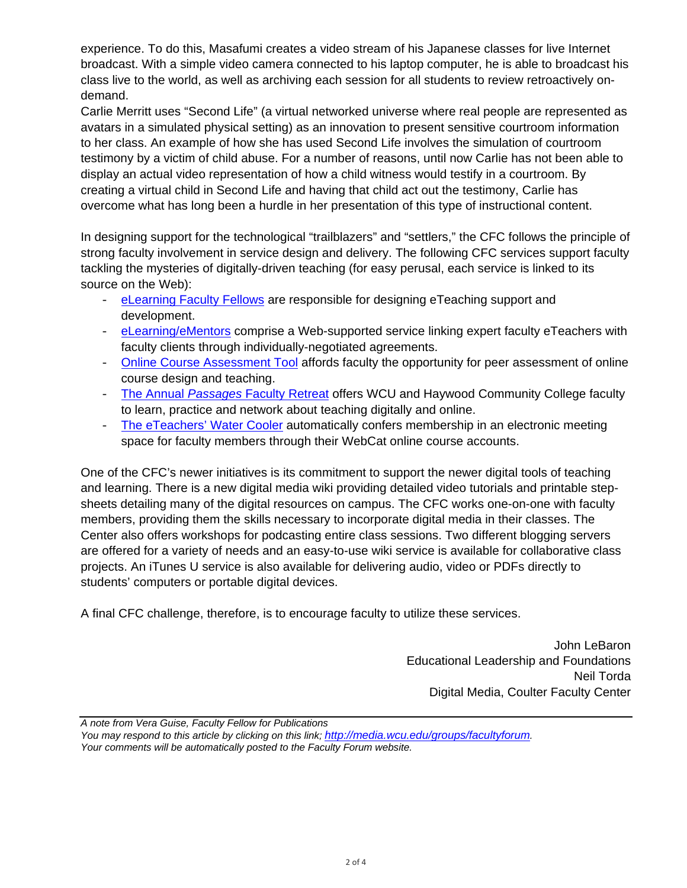experience. To do this, Masafumi creates a video stream of his Japanese classes for live Internet broadcast. With a simple video camera connected to his laptop computer, he is able to broadcast his class live to the world, as well as archiving each session for all students to review retroactively on-demand.

Carlie Merritt uses "Second Life" (a virtual networked universe where real people are represented as avatars in a simulated physical setting) as an innovation to present sensitive courtroom information to her class. An example of how she has used Second Life involves the simulation of courtroom testimony by a victim of child abuse. For a number of reasons, until now Carlie has not been able to display an actual video representation of how a child witness would testify in a courtroom. By creating a virtual child in Second Life and having that child act out the testimony, Carlie has overcome what has long been a hurdle in her presentation of this type of instructional content.

In designing support for the technological "trailblazers" and "settlers," the CFC follows the principle of strong faculty involvement in service design and delivery. The following CFC services support faculty tackling the mysteries of digitally-driven teaching (for easy perusal, each service is linked to its source on the Web):

- eLearning Faculty Fellows are responsible for designing eTeaching support and development.
- eLearning/eMentors comprise a Web-supported service linking expert faculty eTeachers with faculty clients through individually-negotiated agreements.
- Online Course Assessment Tool affords faculty the opportunity for peer assessment of online course design and teaching.
- The Annual *Passages* Faculty Retreat offers WCU and Haywood Community College faculty to learn, practice and network about teaching digitally and online.
- The eTeachers' Water Cooler automatically confers membership in an electronic meeting space for faculty members through their WebCat online course accounts.

One of the CFC's newer initiatives is its commitment to support the newer digital tools of teaching and learning. There is a new digital media wiki providing detailed video tutorials and printable step-sheets detailing many of the digital resources on campus. The CFC works one-on-one with faculty members, providing them the skills necessary to incorporate digital media in their classes. The Center also offers workshops for podcasting entire class sessions. Two different blogging servers are offered for a variety of needs and an easy-to-use wiki service is available for collaborative class projects. An iTunes U service is also available for delivering audio, video or PDFs directly to students' computers or portable digital devices.

A final CFC challenge, therefore, is to encourage faculty to utilize these services.

John LeBaron
Educational Leadership and Foundations
Neil Torda
Digital Media, Coulter Faculty Center

---

*A note from Vera Guise, Faculty Fellow for Publications*
*You may respond to this article by clicking on this link; http://media.wcu.edu/groups/facultyforum.*
*Your comments will be automatically posted to the Faculty Forum website.*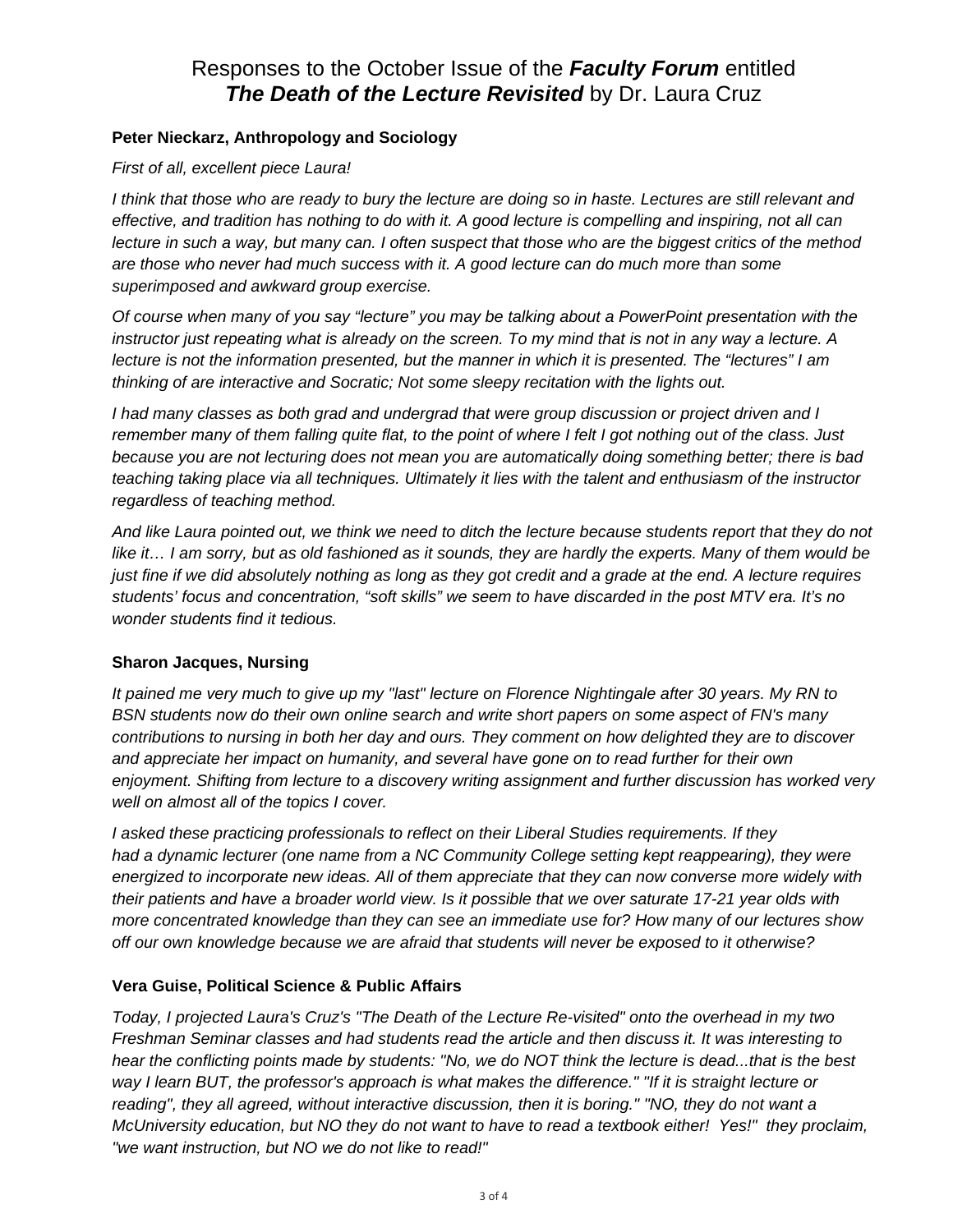# Responses to the October Issue of the ***Faculty Forum*** entitled ***The Death of the Lecture Revisited*** by Dr. Laura Cruz

**Peter Nieckarz, Anthropology and Sociology**

*First of all, excellent piece Laura!*

*I think that those who are ready to bury the lecture are doing so in haste. Lectures are still relevant and effective, and tradition has nothing to do with it. A good lecture is compelling and inspiring, not all can lecture in such a way, but many can. I often suspect that those who are the biggest critics of the method are those who never had much success with it. A good lecture can do much more than some superimposed and awkward group exercise.*

*Of course when many of you say "lecture" you may be talking about a PowerPoint presentation with the instructor just repeating what is already on the screen. To my mind that is not in any way a lecture. A lecture is not the information presented, but the manner in which it is presented. The "lectures" I am thinking of are interactive and Socratic; Not some sleepy recitation with the lights out.*

*I had many classes as both grad and undergrad that were group discussion or project driven and I remember many of them falling quite flat, to the point of where I felt I got nothing out of the class. Just because you are not lecturing does not mean you are automatically doing something better; there is bad teaching taking place via all techniques. Ultimately it lies with the talent and enthusiasm of the instructor regardless of teaching method.*

*And like Laura pointed out, we think we need to ditch the lecture because students report that they do not like it… I am sorry, but as old fashioned as it sounds, they are hardly the experts. Many of them would be just fine if we did absolutely nothing as long as they got credit and a grade at the end. A lecture requires students' focus and concentration, "soft skills" we seem to have discarded in the post MTV era. It's no wonder students find it tedious.*

**Sharon Jacques, Nursing**

*It pained me very much to give up my "last" lecture on Florence Nightingale after 30 years. My RN to BSN students now do their own online search and write short papers on some aspect of FN's many contributions to nursing in both her day and ours. They comment on how delighted they are to discover and appreciate her impact on humanity, and several have gone on to read further for their own enjoyment. Shifting from lecture to a discovery writing assignment and further discussion has worked very well on almost all of the topics I cover.*

*I asked these practicing professionals to reflect on their Liberal Studies requirements. If they had a dynamic lecturer (one name from a NC Community College setting kept reappearing), they were energized to incorporate new ideas. All of them appreciate that they can now converse more widely with their patients and have a broader world view. Is it possible that we over saturate 17-21 year olds with more concentrated knowledge than they can see an immediate use for? How many of our lectures show off our own knowledge because we are afraid that students will never be exposed to it otherwise?*

**Vera Guise, Political Science & Public Affairs**

*Today, I projected Laura's Cruz's "The Death of the Lecture Re-visited" onto the overhead in my two Freshman Seminar classes and had students read the article and then discuss it. It was interesting to hear the conflicting points made by students: "No, we do NOT think the lecture is dead...that is the best way I learn BUT, the professor's approach is what makes the difference." "If it is straight lecture or reading", they all agreed, without interactive discussion, then it is boring." "NO, they do not want a McUniversity education, but NO they do not want to have to read a textbook either! Yes!" they proclaim, "we want instruction, but NO we do not like to read!"*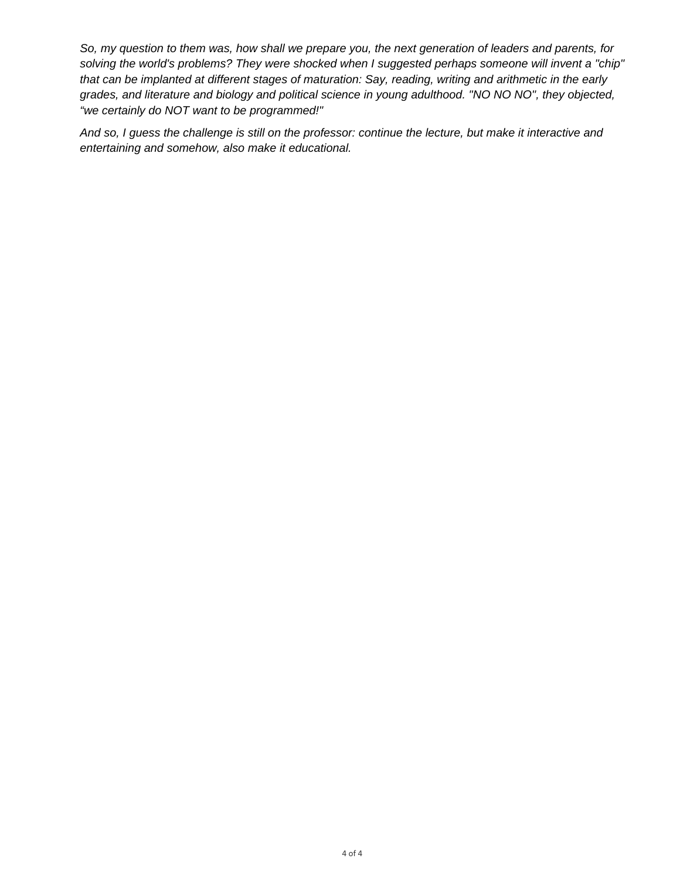*So, my question to them was, how shall we prepare you, the next generation of leaders and parents, for solving the world's problems? They were shocked when I suggested perhaps someone will invent a "chip" that can be implanted at different stages of maturation: Say, reading, writing and arithmetic in the early grades, and literature and biology and political science in young adulthood. "NO NO NO", they objected, "we certainly do NOT want to be programmed!"*

*And so, I guess the challenge is still on the professor: continue the lecture, but make it interactive and entertaining and somehow, also make it educational.*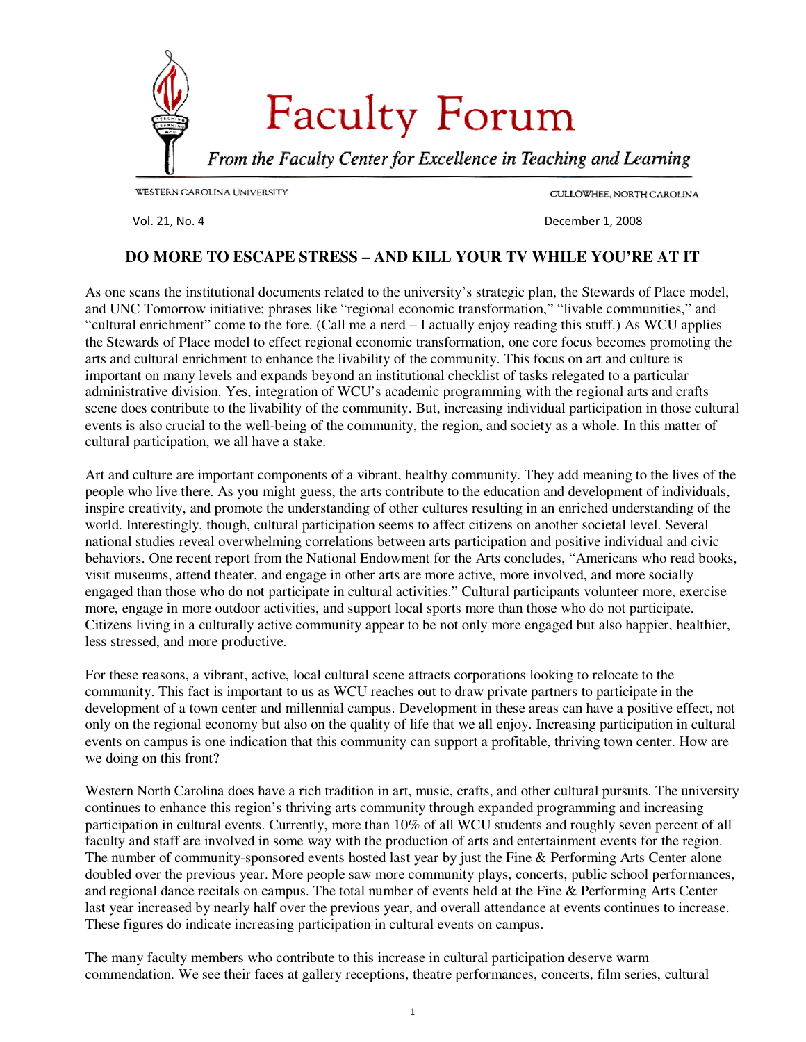# Faculty Forum

*From the Faculty Center for Excellence in Teaching and Learning*

WESTERN CAROLINA UNIVERSITY — CULLOWHEE, NORTH CAROLINA

Vol. 21, No. 4 — December 1, 2008

## DO MORE TO ESCAPE STRESS – AND KILL YOUR TV WHILE YOU'RE AT IT

As one scans the institutional documents related to the university's strategic plan, the Stewards of Place model, and UNC Tomorrow initiative; phrases like "regional economic transformation," "livable communities," and "cultural enrichment" come to the fore. (Call me a nerd – I actually enjoy reading this stuff.) As WCU applies the Stewards of Place model to effect regional economic transformation, one core focus becomes promoting the arts and cultural enrichment to enhance the livability of the community. This focus on art and culture is important on many levels and expands beyond an institutional checklist of tasks relegated to a particular administrative division. Yes, integration of WCU's academic programming with the regional arts and crafts scene does contribute to the livability of the community. But, increasing individual participation in those cultural events is also crucial to the well-being of the community, the region, and society as a whole. In this matter of cultural participation, we all have a stake.

Art and culture are important components of a vibrant, healthy community. They add meaning to the lives of the people who live there. As you might guess, the arts contribute to the education and development of individuals, inspire creativity, and promote the understanding of other cultures resulting in an enriched understanding of the world. Interestingly, though, cultural participation seems to affect citizens on another societal level. Several national studies reveal overwhelming correlations between arts participation and positive individual and civic behaviors. One recent report from the National Endowment for the Arts concludes, "Americans who read books, visit museums, attend theater, and engage in other arts are more active, more involved, and more socially engaged than those who do not participate in cultural activities." Cultural participants volunteer more, exercise more, engage in more outdoor activities, and support local sports more than those who do not participate. Citizens living in a culturally active community appear to be not only more engaged but also happier, healthier, less stressed, and more productive.

For these reasons, a vibrant, active, local cultural scene attracts corporations looking to relocate to the community. This fact is important to us as WCU reaches out to draw private partners to participate in the development of a town center and millennial campus. Development in these areas can have a positive effect, not only on the regional economy but also on the quality of life that we all enjoy. Increasing participation in cultural events on campus is one indication that this community can support a profitable, thriving town center. How are we doing on this front?

Western North Carolina does have a rich tradition in art, music, crafts, and other cultural pursuits. The university continues to enhance this region's thriving arts community through expanded programming and increasing participation in cultural events. Currently, more than 10% of all WCU students and roughly seven percent of all faculty and staff are involved in some way with the production of arts and entertainment events for the region. The number of community-sponsored events hosted last year by just the Fine & Performing Arts Center alone doubled over the previous year. More people saw more community plays, concerts, public school performances, and regional dance recitals on campus. The total number of events held at the Fine & Performing Arts Center last year increased by nearly half over the previous year, and overall attendance at events continues to increase. These figures do indicate increasing participation in cultural events on campus.

The many faculty members who contribute to this increase in cultural participation deserve warm commendation. We see their faces at gallery receptions, theatre performances, concerts, film series, cultural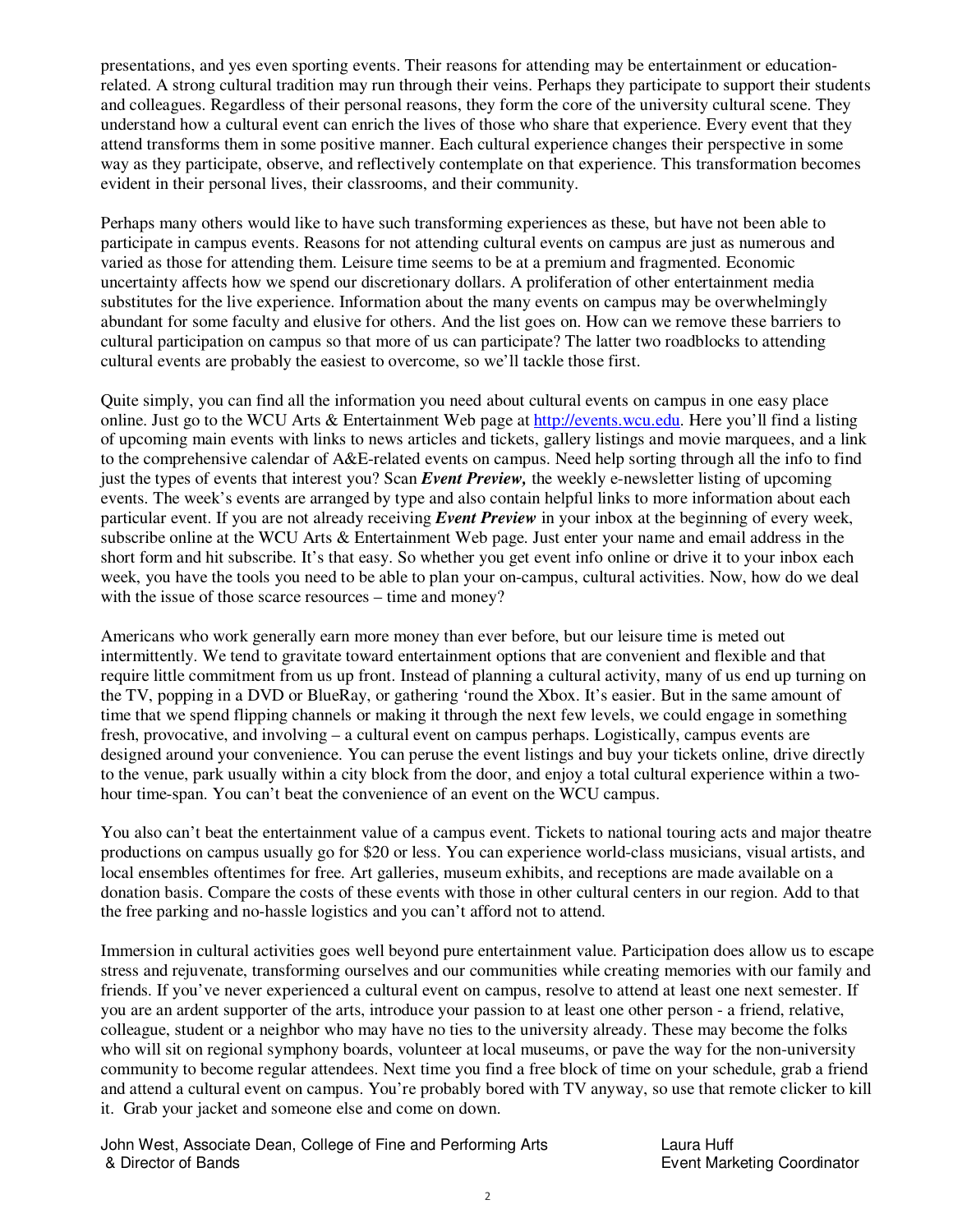presentations, and yes even sporting events. Their reasons for attending may be entertainment or education-related. A strong cultural tradition may run through their veins. Perhaps they participate to support their students and colleagues. Regardless of their personal reasons, they form the core of the university cultural scene. They understand how a cultural event can enrich the lives of those who share that experience. Every event that they attend transforms them in some positive manner. Each cultural experience changes their perspective in some way as they participate, observe, and reflectively contemplate on that experience. This transformation becomes evident in their personal lives, their classrooms, and their community.

Perhaps many others would like to have such transforming experiences as these, but have not been able to participate in campus events. Reasons for not attending cultural events on campus are just as numerous and varied as those for attending them. Leisure time seems to be at a premium and fragmented. Economic uncertainty affects how we spend our discretionary dollars. A proliferation of other entertainment media substitutes for the live experience. Information about the many events on campus may be overwhelmingly abundant for some faculty and elusive for others. And the list goes on. How can we remove these barriers to cultural participation on campus so that more of us can participate? The latter two roadblocks to attending cultural events are probably the easiest to overcome, so we'll tackle those first.

Quite simply, you can find all the information you need about cultural events on campus in one easy place online. Just go to the WCU Arts & Entertainment Web page at [http://events.wcu.edu](http://events.wcu.edu). Here you'll find a listing of upcoming main events with links to news articles and tickets, gallery listings and movie marquees, and a link to the comprehensive calendar of A&E-related events on campus. Need help sorting through all the info to find just the types of events that interest you? Scan ***Event Preview,*** the weekly e-newsletter listing of upcoming events. The week's events are arranged by type and also contain helpful links to more information about each particular event. If you are not already receiving ***Event Preview*** in your inbox at the beginning of every week, subscribe online at the WCU Arts & Entertainment Web page. Just enter your name and email address in the short form and hit subscribe. It's that easy. So whether you get event info online or drive it to your inbox each week, you have the tools you need to be able to plan your on-campus, cultural activities. Now, how do we deal with the issue of those scarce resources – time and money?

Americans who work generally earn more money than ever before, but our leisure time is meted out intermittently. We tend to gravitate toward entertainment options that are convenient and flexible and that require little commitment from us up front. Instead of planning a cultural activity, many of us end up turning on the TV, popping in a DVD or BlueRay, or gathering 'round the Xbox. It's easier. But in the same amount of time that we spend flipping channels or making it through the next few levels, we could engage in something fresh, provocative, and involving – a cultural event on campus perhaps. Logistically, campus events are designed around your convenience. You can peruse the event listings and buy your tickets online, drive directly to the venue, park usually within a city block from the door, and enjoy a total cultural experience within a two-hour time-span. You can't beat the convenience of an event on the WCU campus.

You also can't beat the entertainment value of a campus event. Tickets to national touring acts and major theatre productions on campus usually go for $20 or less. You can experience world-class musicians, visual artists, and local ensembles oftentimes for free. Art galleries, museum exhibits, and receptions are made available on a donation basis. Compare the costs of these events with those in other cultural centers in our region. Add to that the free parking and no-hassle logistics and you can't afford not to attend.

Immersion in cultural activities goes well beyond pure entertainment value. Participation does allow us to escape stress and rejuvenate, transforming ourselves and our communities while creating memories with our family and friends. If you've never experienced a cultural event on campus, resolve to attend at least one next semester. If you are an ardent supporter of the arts, introduce your passion to at least one other person - a friend, relative, colleague, student or a neighbor who may have no ties to the university already. These may become the folks who will sit on regional symphony boards, volunteer at local museums, or pave the way for the non-university community to become regular attendees. Next time you find a free block of time on your schedule, grab a friend and attend a cultural event on campus. You're probably bored with TV anyway, so use that remote clicker to kill it. Grab your jacket and someone else and come on down.

John West, Associate Dean, College of Fine and Performing Arts & Director of Bands

Laura Huff
Event Marketing Coordinator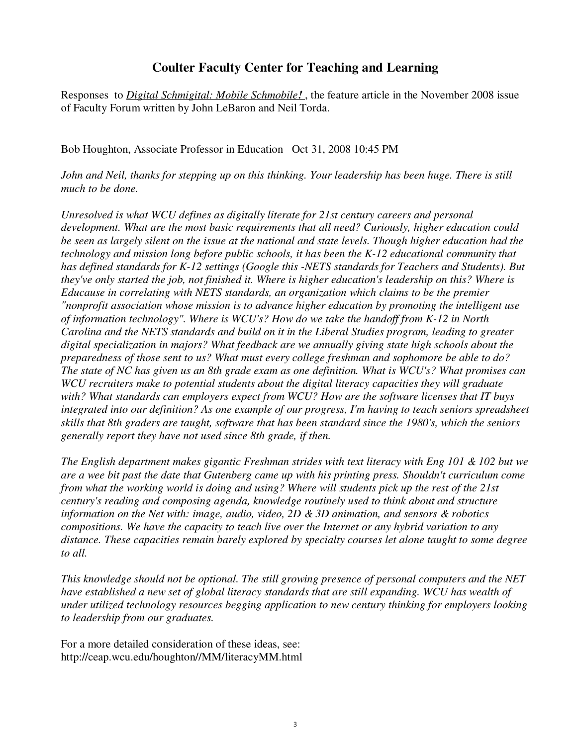## Coulter Faculty Center for Teaching and Learning

Responses to ***Digital Schmigital: Mobile Schmobile!***, the feature article in the November 2008 issue of Faculty Forum written by John LeBaron and Neil Torda.

Bob Houghton, Associate Professor in Education   Oct 31, 2008 10:45 PM

*John and Neil, thanks for stepping up on this thinking. Your leadership has been huge. There is still much to be done.*

*Unresolved is what WCU defines as digitally literate for 21st century careers and personal development. What are the most basic requirements that all need? Curiously, higher education could be seen as largely silent on the issue at the national and state levels. Though higher education had the technology and mission long before public schools, it has been the K-12 educational community that has defined standards for K-12 settings (Google this -NETS standards for Teachers and Students). But they've only started the job, not finished it. Where is higher education's leadership on this? Where is Educause in correlating with NETS standards, an organization which claims to be the premier "nonprofit association whose mission is to advance higher education by promoting the intelligent use of information technology". Where is WCU's? How do we take the handoff from K-12 in North Carolina and the NETS standards and build on it in the Liberal Studies program, leading to greater digital specialization in majors? What feedback are we annually giving state high schools about the preparedness of those sent to us? What must every college freshman and sophomore be able to do? The state of NC has given us an 8th grade exam as one definition. What is WCU's? What promises can WCU recruiters make to potential students about the digital literacy capacities they will graduate with? What standards can employers expect from WCU? How are the software licenses that IT buys integrated into our definition? As one example of our progress, I'm having to teach seniors spreadsheet skills that 8th graders are taught, software that has been standard since the 1980's, which the seniors generally report they have not used since 8th grade, if then.*

*The English department makes gigantic Freshman strides with text literacy with Eng 101 & 102 but we are a wee bit past the date that Gutenberg came up with his printing press. Shouldn't curriculum come from what the working world is doing and using? Where will students pick up the rest of the 21st century's reading and composing agenda, knowledge routinely used to think about and structure information on the Net with: image, audio, video, 2D & 3D animation, and sensors & robotics compositions. We have the capacity to teach live over the Internet or any hybrid variation to any distance. These capacities remain barely explored by specialty courses let alone taught to some degree to all.*

*This knowledge should not be optional. The still growing presence of personal computers and the NET have established a new set of global literacy standards that are still expanding. WCU has wealth of under utilized technology resources begging application to new century thinking for employers looking to leadership from our graduates.*

For a more detailed consideration of these ideas, see:
http://ceap.wcu.edu/houghton//MM/literacyMM.html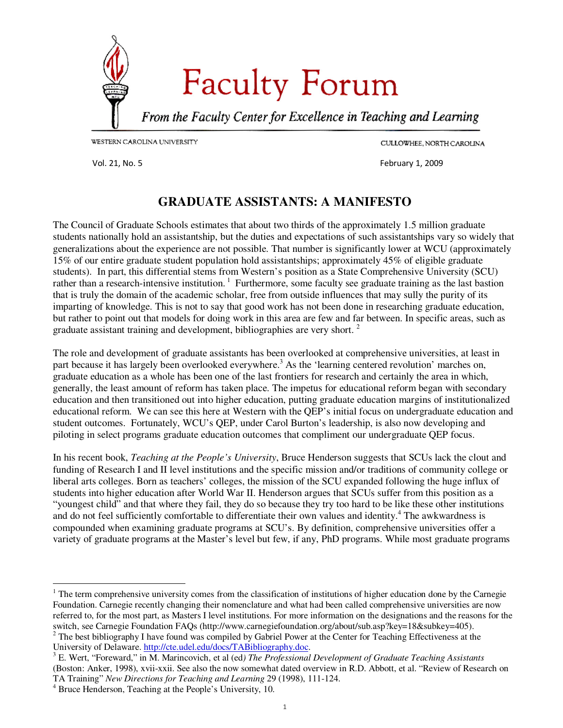# Faculty Forum

*From the Faculty Center for Excellence in Teaching and Learning*

WESTERN CAROLINA UNIVERSITY — CULLOWHEE, NORTH CAROLINA

Vol. 21, No. 5 — February 1, 2009

## GRADUATE ASSISTANTS: A MANIFESTO

The Council of Graduate Schools estimates that about two thirds of the approximately 1.5 million graduate students nationally hold an assistantship, but the duties and expectations of such assistantships vary so widely that generalizations about the experience are not possible. That number is significantly lower at WCU (approximately 15% of our entire graduate student population hold assistantships; approximately 45% of eligible graduate students). In part, this differential stems from Western's position as a State Comprehensive University (SCU) rather than a research-intensive institution. [1] Furthermore, some faculty see graduate training as the last bastion that is truly the domain of the academic scholar, free from outside influences that may sully the purity of its imparting of knowledge. This is not to say that good work has not been done in researching graduate education, but rather to point out that models for doing work in this area are few and far between. In specific areas, such as graduate assistant training and development, bibliographies are very short. [2]

The role and development of graduate assistants has been overlooked at comprehensive universities, at least in part because it has largely been overlooked everywhere.[3] As the 'learning centered revolution' marches on, graduate education as a whole has been one of the last frontiers for research and certainly the area in which, generally, the least amount of reform has taken place. The impetus for educational reform began with secondary education and then transitioned out into higher education, putting graduate education margins of institutionalized educational reform. We can see this here at Western with the QEP's initial focus on undergraduate education and student outcomes. Fortunately, WCU's QEP, under Carol Burton's leadership, is also now developing and piloting in select programs graduate education outcomes that compliment our undergraduate QEP focus.

In his recent book, *Teaching at the People's University*, Bruce Henderson suggests that SCUs lack the clout and funding of Research I and II level institutions and the specific mission and/or traditions of community college or liberal arts colleges. Born as teachers' colleges, the mission of the SCU expanded following the huge influx of students into higher education after World War II. Henderson argues that SCUs suffer from this position as a "youngest child" and that where they fail, they do so because they try too hard to be like these other institutions and do not feel sufficiently comfortable to differentiate their own values and identity.[4] The awkwardness is compounded when examining graduate programs at SCU's. By definition, comprehensive universities offer a variety of graduate programs at the Master's level but few, if any, PhD programs. While most graduate programs

---

[1] The term comprehensive university comes from the classification of institutions of higher education done by the Carnegie Foundation. Carnegie recently changing their nomenclature and what had been called comprehensive universities are now referred to, for the most part, as Masters I level institutions. For more information on the designations and the reasons for the switch, see Carnegie Foundation FAQs (http://www.carnegiefoundation.org/about/sub.asp?key=18&subkey=405).

[2] The best bibliography I have found was compiled by Gabriel Power at the Center for Teaching Effectiveness at the University of Delaware. http://cte.udel.edu/docs/TABibliography.doc.

[3] E. Wert, "Foreward," in M. Marincovich, et al (ed) *The Professional Development of Graduate Teaching Assistants* (Boston: Anker, 1998), xvii-xxii. See also the now somewhat dated overview in R.D. Abbott, et al. "Review of Research on TA Training" *New Directions for Teaching and Learning* 29 (1998), 111-124.

[4] Bruce Henderson, Teaching at the People's University, 10.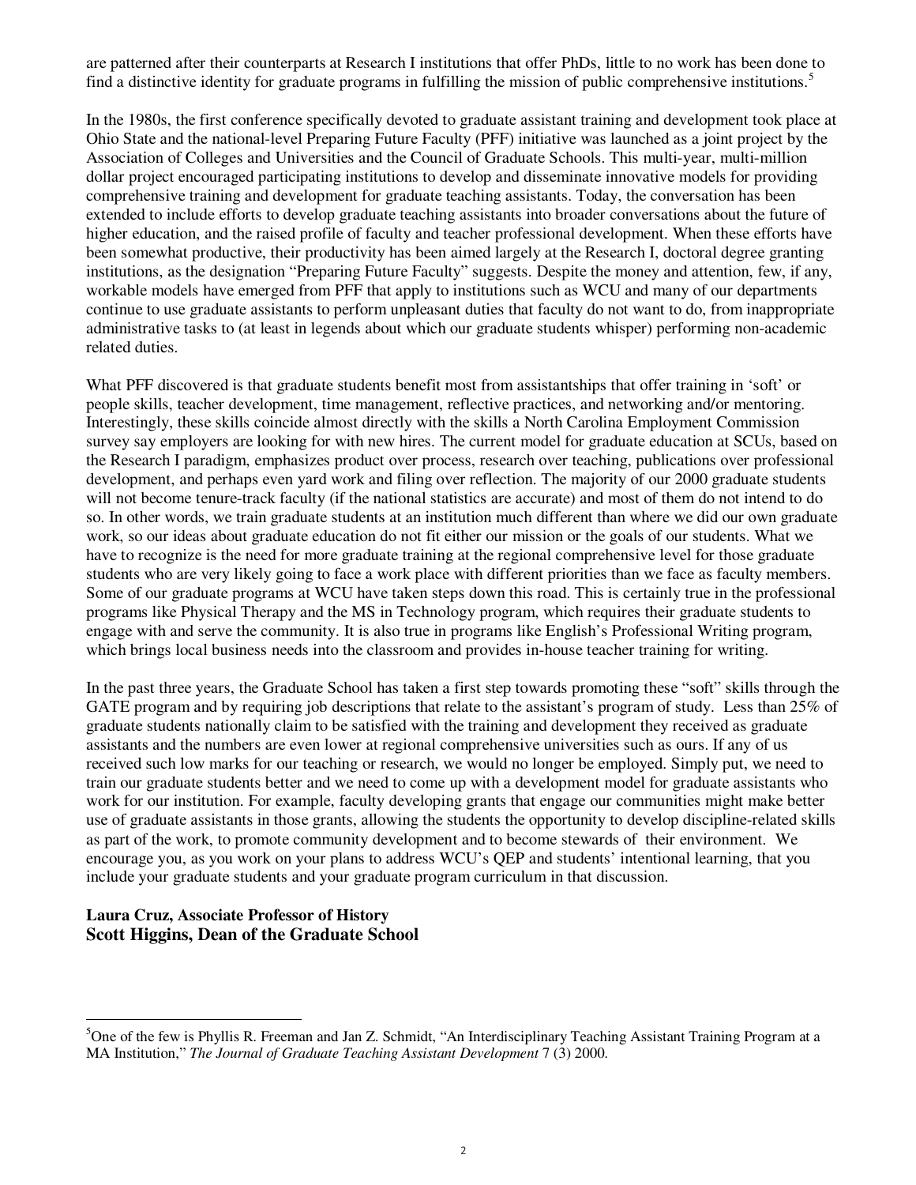are patterned after their counterparts at Research I institutions that offer PhDs, little to no work has been done to find a distinctive identity for graduate programs in fulfilling the mission of public comprehensive institutions.[5]

In the 1980s, the first conference specifically devoted to graduate assistant training and development took place at Ohio State and the national-level Preparing Future Faculty (PFF) initiative was launched as a joint project by the Association of Colleges and Universities and the Council of Graduate Schools. This multi-year, multi-million dollar project encouraged participating institutions to develop and disseminate innovative models for providing comprehensive training and development for graduate teaching assistants. Today, the conversation has been extended to include efforts to develop graduate teaching assistants into broader conversations about the future of higher education, and the raised profile of faculty and teacher professional development. When these efforts have been somewhat productive, their productivity has been aimed largely at the Research I, doctoral degree granting institutions, as the designation "Preparing Future Faculty" suggests. Despite the money and attention, few, if any, workable models have emerged from PFF that apply to institutions such as WCU and many of our departments continue to use graduate assistants to perform unpleasant duties that faculty do not want to do, from inappropriate administrative tasks to (at least in legends about which our graduate students whisper) performing non-academic related duties.

What PFF discovered is that graduate students benefit most from assistantships that offer training in 'soft' or people skills, teacher development, time management, reflective practices, and networking and/or mentoring. Interestingly, these skills coincide almost directly with the skills a North Carolina Employment Commission survey say employers are looking for with new hires. The current model for graduate education at SCUs, based on the Research I paradigm, emphasizes product over process, research over teaching, publications over professional development, and perhaps even yard work and filing over reflection. The majority of our 2000 graduate students will not become tenure-track faculty (if the national statistics are accurate) and most of them do not intend to do so. In other words, we train graduate students at an institution much different than where we did our own graduate work, so our ideas about graduate education do not fit either our mission or the goals of our students. What we have to recognize is the need for more graduate training at the regional comprehensive level for those graduate students who are very likely going to face a work place with different priorities than we face as faculty members. Some of our graduate programs at WCU have taken steps down this road. This is certainly true in the professional programs like Physical Therapy and the MS in Technology program, which requires their graduate students to engage with and serve the community. It is also true in programs like English's Professional Writing program, which brings local business needs into the classroom and provides in-house teacher training for writing.

In the past three years, the Graduate School has taken a first step towards promoting these "soft" skills through the GATE program and by requiring job descriptions that relate to the assistant's program of study. Less than 25% of graduate students nationally claim to be satisfied with the training and development they received as graduate assistants and the numbers are even lower at regional comprehensive universities such as ours. If any of us received such low marks for our teaching or research, we would no longer be employed. Simply put, we need to train our graduate students better and we need to come up with a development model for graduate assistants who work for our institution. For example, faculty developing grants that engage our communities might make better use of graduate assistants in those grants, allowing the students the opportunity to develop discipline-related skills as part of the work, to promote community development and to become stewards of their environment. We encourage you, as you work on your plans to address WCU's QEP and students' intentional learning, that you include your graduate students and your graduate program curriculum in that discussion.

**Laura Cruz, Associate Professor of History**
**Scott Higgins, Dean of the Graduate School**

[5] One of the few is Phyllis R. Freeman and Jan Z. Schmidt, "An Interdisciplinary Teaching Assistant Training Program at a MA Institution," *The Journal of Graduate Teaching Assistant Development* 7 (3) 2000.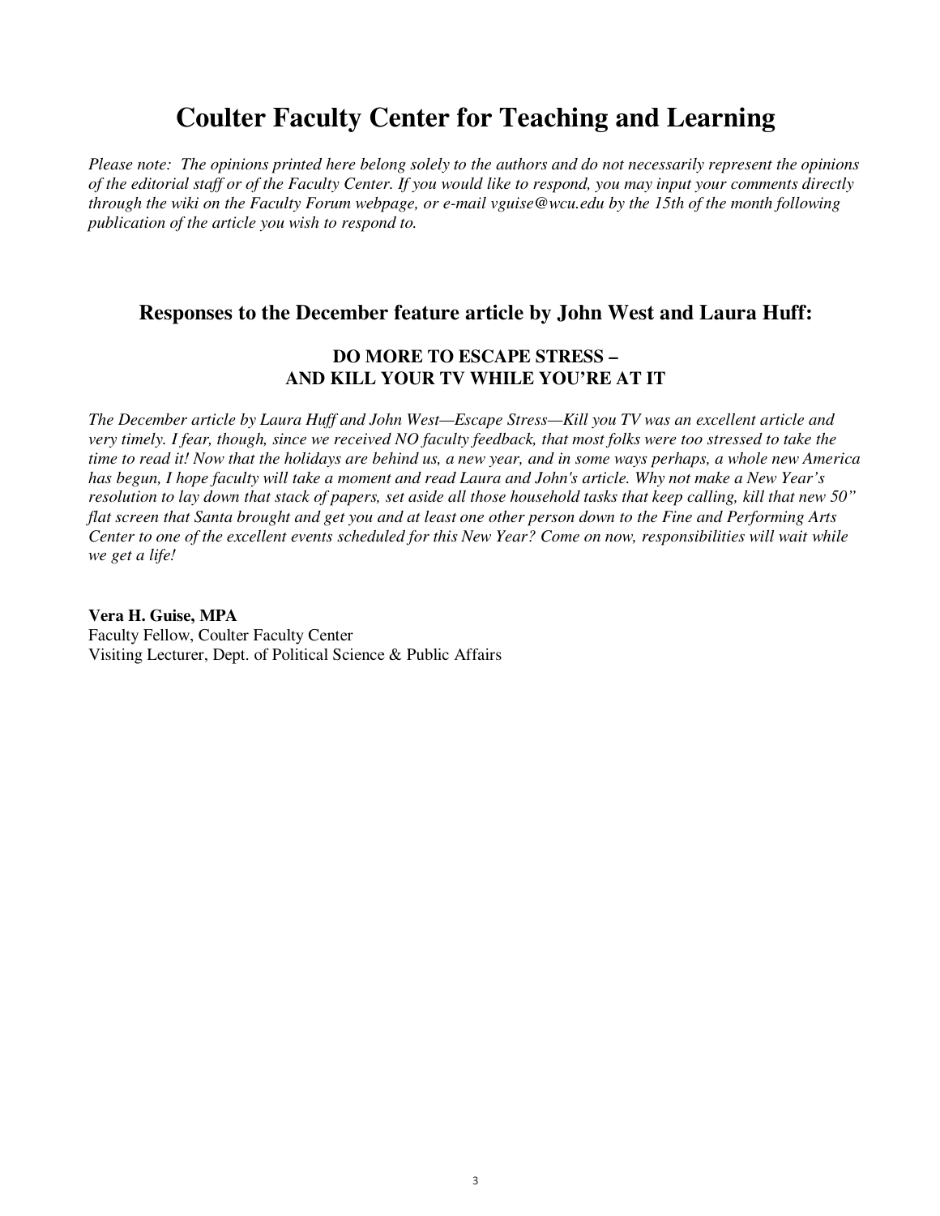# Coulter Faculty Center for Teaching and Learning

*Please note: The opinions printed here belong solely to the authors and do not necessarily represent the opinions of the editorial staff or of the Faculty Center. If you would like to respond, you may input your comments directly through the wiki on the Faculty Forum webpage, or e-mail vguise@wcu.edu by the 15th of the month following publication of the article you wish to respond to.*

## Responses to the December feature article by John West and Laura Huff:

### DO MORE TO ESCAPE STRESS – AND KILL YOUR TV WHILE YOU'RE AT IT

*The December article by Laura Huff and John West—Escape Stress—Kill you TV was an excellent article and very timely. I fear, though, since we received NO faculty feedback, that most folks were too stressed to take the time to read it! Now that the holidays are behind us, a new year, and in some ways perhaps, a whole new America has begun, I hope faculty will take a moment and read Laura and John's article. Why not make a New Year's resolution to lay down that stack of papers, set aside all those household tasks that keep calling, kill that new 50" flat screen that Santa brought and get you and at least one other person down to the Fine and Performing Arts Center to one of the excellent events scheduled for this New Year? Come on now, responsibilities will wait while we get a life!*

**Vera H. Guise, MPA**
Faculty Fellow, Coulter Faculty Center
Visiting Lecturer, Dept. of Political Science & Public Affairs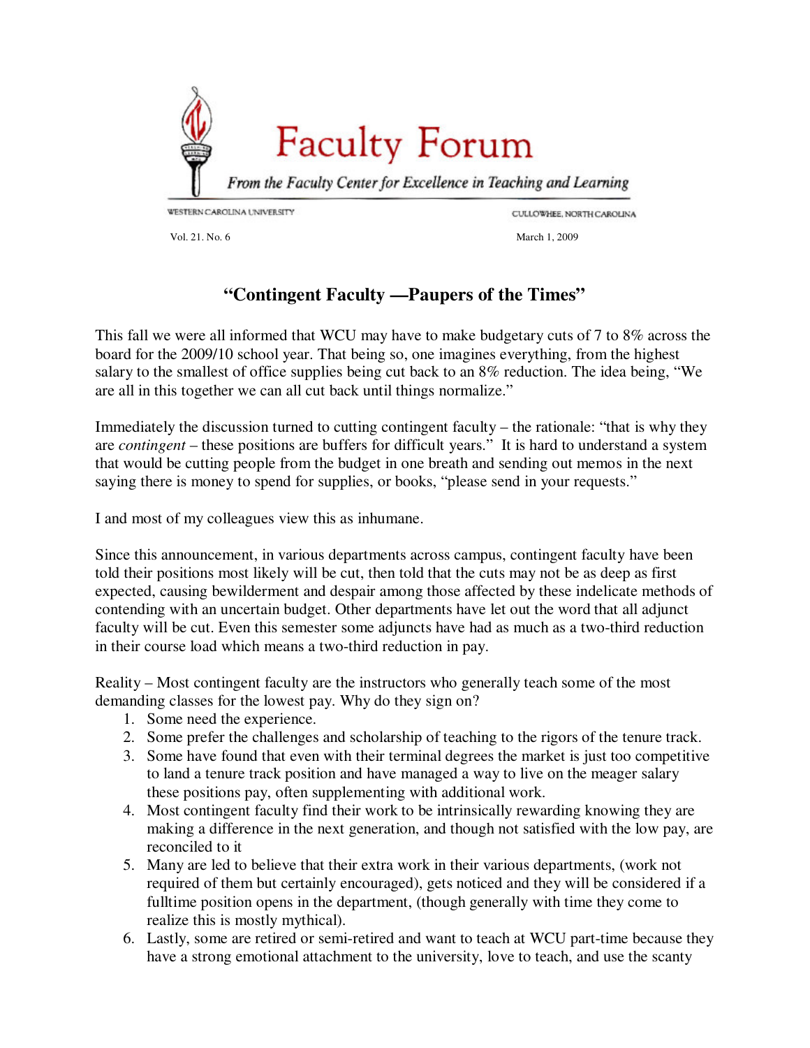# Faculty Forum

*From the Faculty Center for Excellence in Teaching and Learning*

WESTERN CAROLINA UNIVERSITY — CULLOWHEE, NORTH CAROLINA

Vol. 21. No. 6 — March 1, 2009

## "Contingent Faculty —Paupers of the Times"

This fall we were all informed that WCU may have to make budgetary cuts of 7 to 8% across the board for the 2009/10 school year. That being so, one imagines everything, from the highest salary to the smallest of office supplies being cut back to an 8% reduction. The idea being, "We are all in this together we can all cut back until things normalize."

Immediately the discussion turned to cutting contingent faculty – the rationale: "that is why they are *contingent* – these positions are buffers for difficult years." It is hard to understand a system that would be cutting people from the budget in one breath and sending out memos in the next saying there is money to spend for supplies, or books, "please send in your requests."

I and most of my colleagues view this as inhumane.

Since this announcement, in various departments across campus, contingent faculty have been told their positions most likely will be cut, then told that the cuts may not be as deep as first expected, causing bewilderment and despair among those affected by these indelicate methods of contending with an uncertain budget. Other departments have let out the word that all adjunct faculty will be cut. Even this semester some adjuncts have had as much as a two-third reduction in their course load which means a two-third reduction in pay.

Reality – Most contingent faculty are the instructors who generally teach some of the most demanding classes for the lowest pay. Why do they sign on?

1. Some need the experience.
2. Some prefer the challenges and scholarship of teaching to the rigors of the tenure track.
3. Some have found that even with their terminal degrees the market is just too competitive to land a tenure track position and have managed a way to live on the meager salary these positions pay, often supplementing with additional work.
4. Most contingent faculty find their work to be intrinsically rewarding knowing they are making a difference in the next generation, and though not satisfied with the low pay, are reconciled to it
5. Many are led to believe that their extra work in their various departments, (work not required of them but certainly encouraged), gets noticed and they will be considered if a fulltime position opens in the department, (though generally with time they come to realize this is mostly mythical).
6. Lastly, some are retired or semi-retired and want to teach at WCU part-time because they have a strong emotional attachment to the university, love to teach, and use the scanty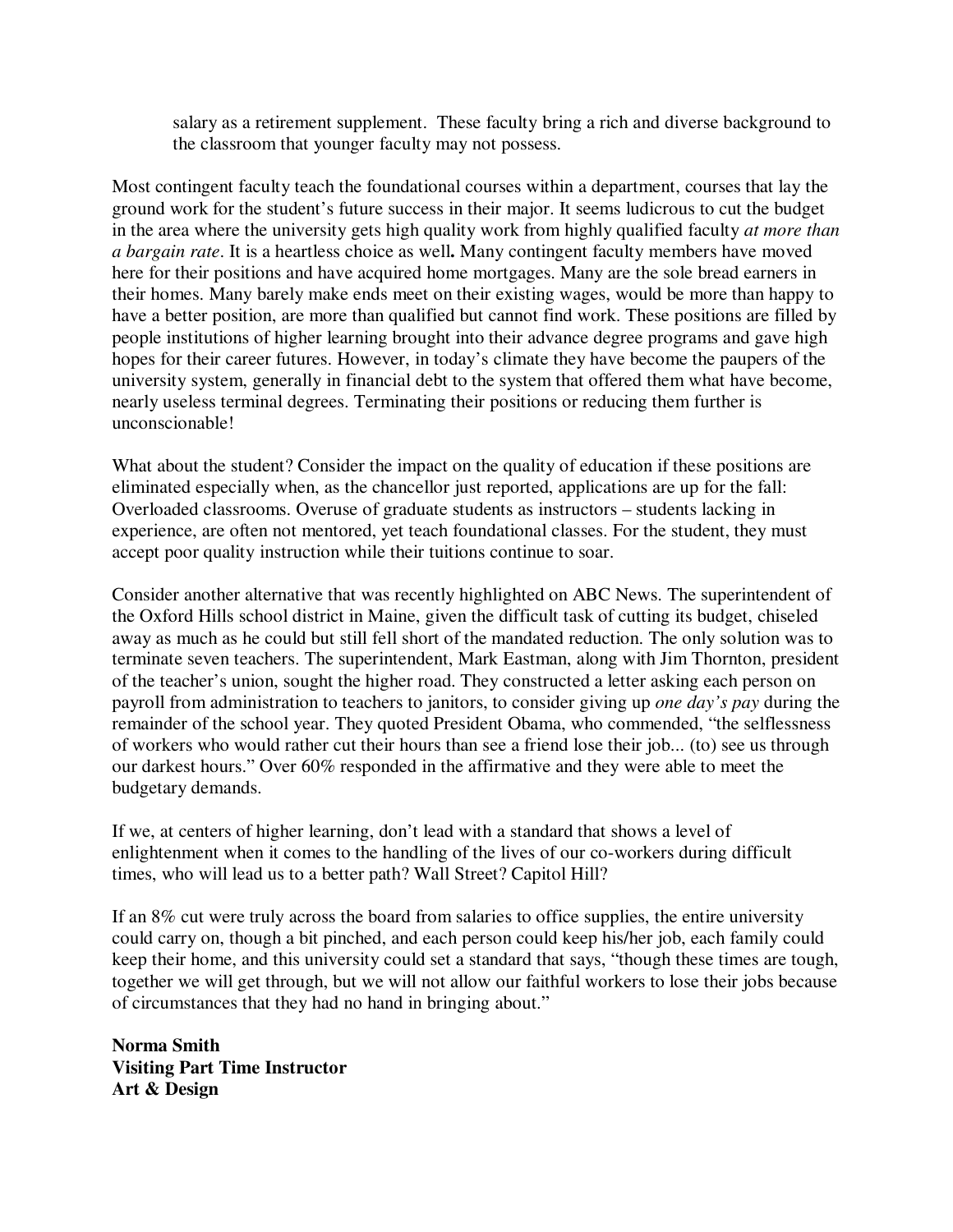salary as a retirement supplement. These faculty bring a rich and diverse background to the classroom that younger faculty may not possess.

Most contingent faculty teach the foundational courses within a department, courses that lay the ground work for the student's future success in their major. It seems ludicrous to cut the budget in the area where the university gets high quality work from highly qualified faculty *at more than a bargain rate*. It is a heartless choice as well**.** Many contingent faculty members have moved here for their positions and have acquired home mortgages. Many are the sole bread earners in their homes. Many barely make ends meet on their existing wages, would be more than happy to have a better position, are more than qualified but cannot find work. These positions are filled by people institutions of higher learning brought into their advance degree programs and gave high hopes for their career futures. However, in today's climate they have become the paupers of the university system, generally in financial debt to the system that offered them what have become, nearly useless terminal degrees. Terminating their positions or reducing them further is unconscionable!

What about the student? Consider the impact on the quality of education if these positions are eliminated especially when, as the chancellor just reported, applications are up for the fall: Overloaded classrooms. Overuse of graduate students as instructors – students lacking in experience, are often not mentored, yet teach foundational classes. For the student, they must accept poor quality instruction while their tuitions continue to soar.

Consider another alternative that was recently highlighted on ABC News. The superintendent of the Oxford Hills school district in Maine, given the difficult task of cutting its budget, chiseled away as much as he could but still fell short of the mandated reduction. The only solution was to terminate seven teachers. The superintendent, Mark Eastman, along with Jim Thornton, president of the teacher's union, sought the higher road. They constructed a letter asking each person on payroll from administration to teachers to janitors, to consider giving up *one day's pay* during the remainder of the school year. They quoted President Obama, who commended, "the selflessness of workers who would rather cut their hours than see a friend lose their job... (to) see us through our darkest hours." Over 60% responded in the affirmative and they were able to meet the budgetary demands.

If we, at centers of higher learning, don't lead with a standard that shows a level of enlightenment when it comes to the handling of the lives of our co-workers during difficult times, who will lead us to a better path? Wall Street? Capitol Hill?

If an 8% cut were truly across the board from salaries to office supplies, the entire university could carry on, though a bit pinched, and each person could keep his/her job, each family could keep their home, and this university could set a standard that says, "though these times are tough, together we will get through, but we will not allow our faithful workers to lose their jobs because of circumstances that they had no hand in bringing about."

**Norma Smith**
**Visiting Part Time Instructor**
**Art & Design**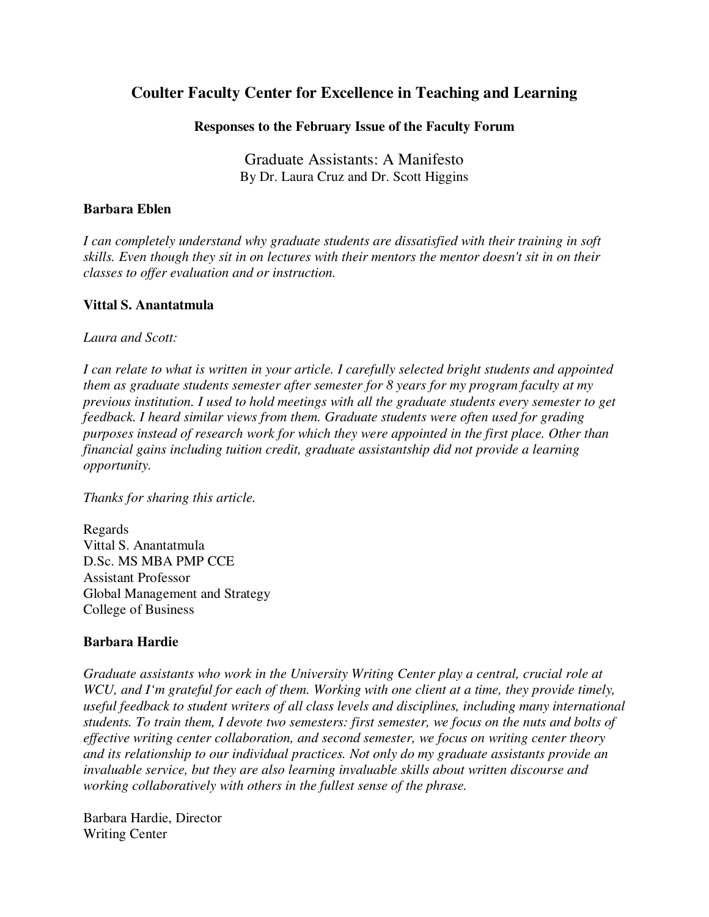# Coulter Faculty Center for Excellence in Teaching and Learning

### Responses to the February Issue of the Faculty Forum

## Graduate Assistants: A Manifesto

By Dr. Laura Cruz and Dr. Scott Higgins

**Barbara Eblen**

*I can completely understand why graduate students are dissatisfied with their training in soft skills. Even though they sit in on lectures with their mentors the mentor doesn't sit in on their classes to offer evaluation and or instruction.*

**Vittal S. Anantatmula**

*Laura and Scott:*

*I can relate to what is written in your article. I carefully selected bright students and appointed them as graduate students semester after semester for 8 years for my program faculty at my previous institution. I used to hold meetings with all the graduate students every semester to get feedback. I heard similar views from them. Graduate students were often used for grading purposes instead of research work for which they were appointed in the first place. Other than financial gains including tuition credit, graduate assistantship did not provide a learning opportunity.*

*Thanks for sharing this article.*

Regards
Vittal S. Anantatmula
D.Sc. MS MBA PMP CCE
Assistant Professor
Global Management and Strategy
College of Business

**Barbara Hardie**

*Graduate assistants who work in the University Writing Center play a central, crucial role at WCU, and I'm grateful for each of them. Working with one client at a time, they provide timely, useful feedback to student writers of all class levels and disciplines, including many international students. To train them, I devote two semesters: first semester, we focus on the nuts and bolts of effective writing center collaboration, and second semester, we focus on writing center theory and its relationship to our individual practices. Not only do my graduate assistants provide an invaluable service, but they are also learning invaluable skills about written discourse and working collaboratively with others in the fullest sense of the phrase.*

Barbara Hardie, Director
Writing Center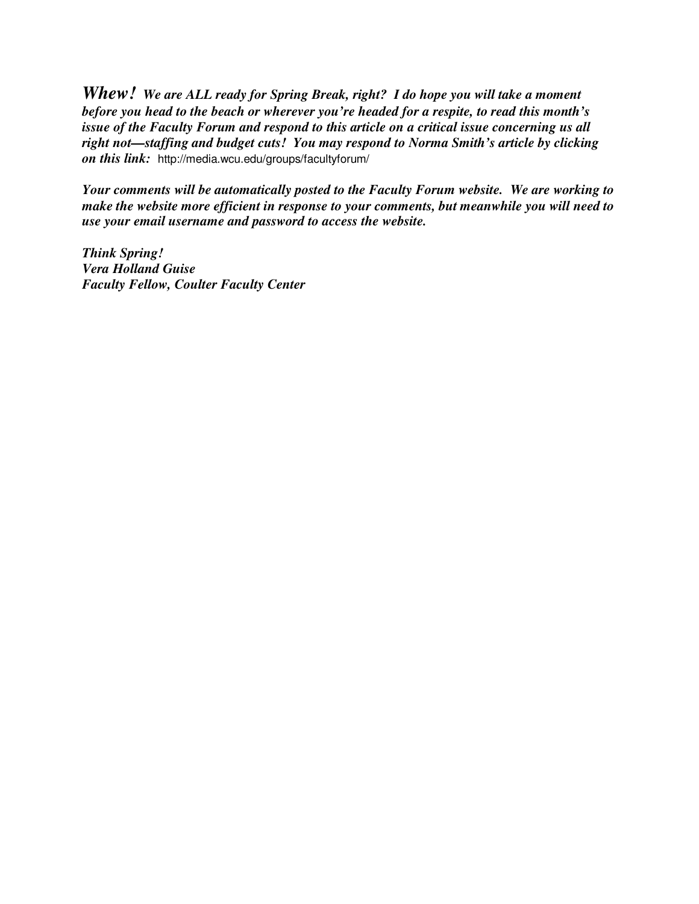***Whew!* *We are ALL ready for Spring Break, right? I do hope you will take a moment before you head to the beach or wherever you're headed for a respite, to read this month's issue of the Faculty Forum and respond to this article on a critical issue concerning us all right not—staffing and budget cuts! You may respond to Norma Smith's article by clicking on this link:*** http://media.wcu.edu/groups/facultyforum/

***Your comments will be automatically posted to the Faculty Forum website. We are working to make the website more efficient in response to your comments, but meanwhile you will need to use your email username and password to access the website.***

***Think Spring!***
***Vera Holland Guise***
***Faculty Fellow, Coulter Faculty Center***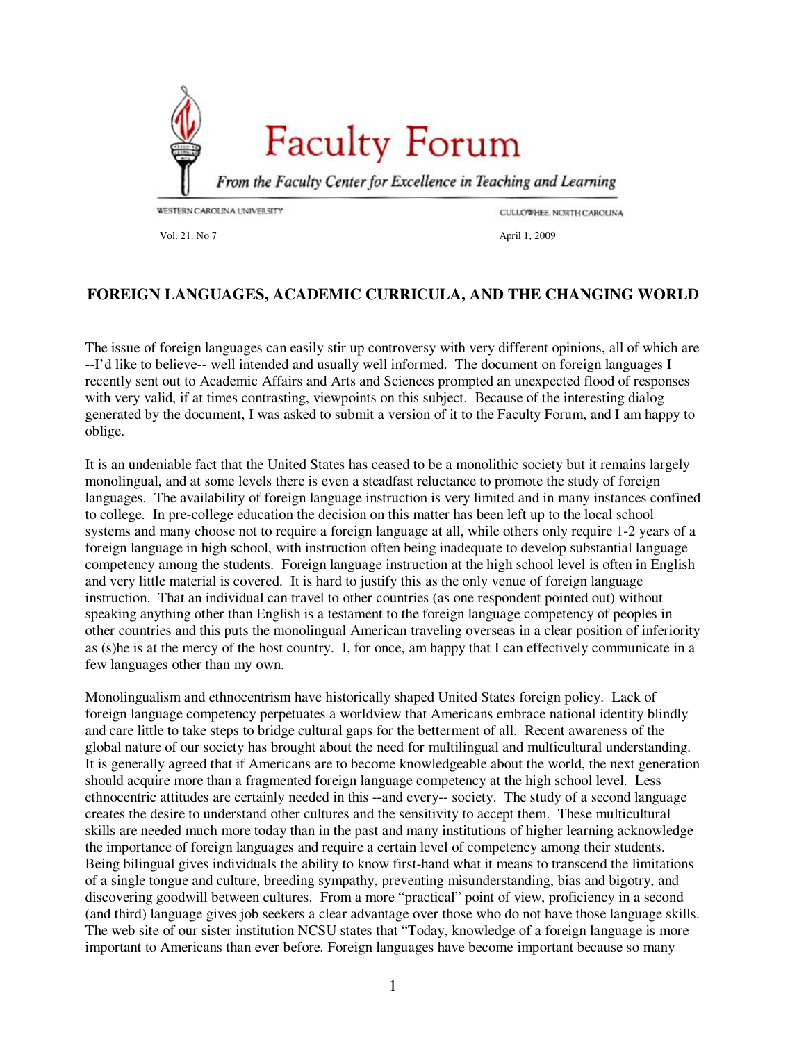# Faculty Forum

*From the Faculty Center for Excellence in Teaching and Learning*

WESTERN CAROLINA UNIVERSITY — CULLOWHEE, NORTH CAROLINA

Vol. 21. No 7 — April 1, 2009

## FOREIGN LANGUAGES, ACADEMIC CURRICULA, AND THE CHANGING WORLD

The issue of foreign languages can easily stir up controversy with very different opinions, all of which are --I'd like to believe-- well intended and usually well informed. The document on foreign languages I recently sent out to Academic Affairs and Arts and Sciences prompted an unexpected flood of responses with very valid, if at times contrasting, viewpoints on this subject. Because of the interesting dialog generated by the document, I was asked to submit a version of it to the Faculty Forum, and I am happy to oblige.

It is an undeniable fact that the United States has ceased to be a monolithic society but it remains largely monolingual, and at some levels there is even a steadfast reluctance to promote the study of foreign languages. The availability of foreign language instruction is very limited and in many instances confined to college. In pre-college education the decision on this matter has been left up to the local school systems and many choose not to require a foreign language at all, while others only require 1-2 years of a foreign language in high school, with instruction often being inadequate to develop substantial language competency among the students. Foreign language instruction at the high school level is often in English and very little material is covered. It is hard to justify this as the only venue of foreign language instruction. That an individual can travel to other countries (as one respondent pointed out) without speaking anything other than English is a testament to the foreign language competency of peoples in other countries and this puts the monolingual American traveling overseas in a clear position of inferiority as (s)he is at the mercy of the host country. I, for once, am happy that I can effectively communicate in a few languages other than my own.

Monolingualism and ethnocentrism have historically shaped United States foreign policy. Lack of foreign language competency perpetuates a worldview that Americans embrace national identity blindly and care little to take steps to bridge cultural gaps for the betterment of all. Recent awareness of the global nature of our society has brought about the need for multilingual and multicultural understanding. It is generally agreed that if Americans are to become knowledgeable about the world, the next generation should acquire more than a fragmented foreign language competency at the high school level. Less ethnocentric attitudes are certainly needed in this --and every-- society. The study of a second language creates the desire to understand other cultures and the sensitivity to accept them. These multicultural skills are needed much more today than in the past and many institutions of higher learning acknowledge the importance of foreign languages and require a certain level of competency among their students. Being bilingual gives individuals the ability to know first-hand what it means to transcend the limitations of a single tongue and culture, breeding sympathy, preventing misunderstanding, bias and bigotry, and discovering goodwill between cultures. From a more "practical" point of view, proficiency in a second (and third) language gives job seekers a clear advantage over those who do not have those language skills. The web site of our sister institution NCSU states that "Today, knowledge of a foreign language is more important to Americans than ever before. Foreign languages have become important because so many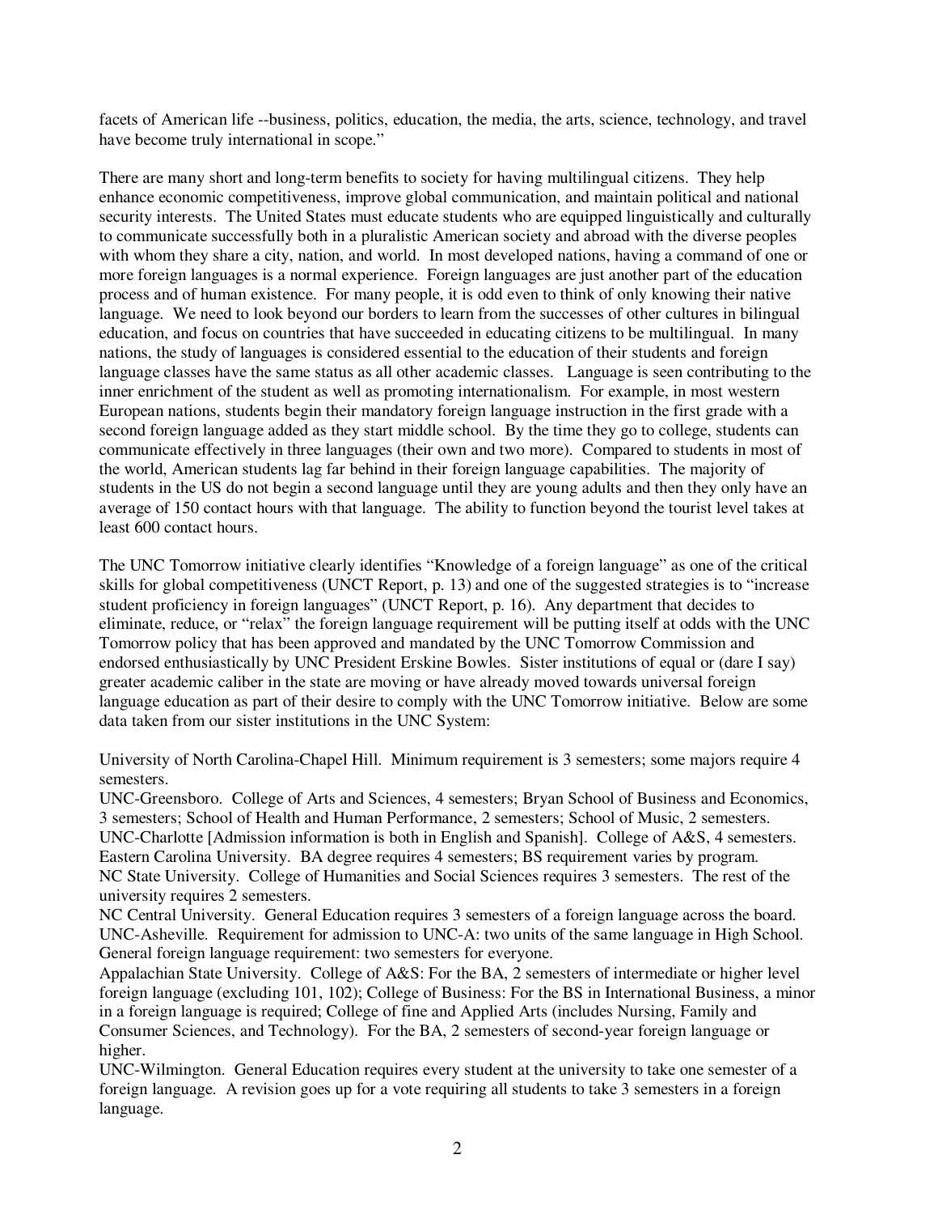facets of American life --business, politics, education, the media, the arts, science, technology, and travel have become truly international in scope."

There are many short and long-term benefits to society for having multilingual citizens. They help enhance economic competitiveness, improve global communication, and maintain political and national security interests. The United States must educate students who are equipped linguistically and culturally to communicate successfully both in a pluralistic American society and abroad with the diverse peoples with whom they share a city, nation, and world. In most developed nations, having a command of one or more foreign languages is a normal experience. Foreign languages are just another part of the education process and of human existence. For many people, it is odd even to think of only knowing their native language. We need to look beyond our borders to learn from the successes of other cultures in bilingual education, and focus on countries that have succeeded in educating citizens to be multilingual. In many nations, the study of languages is considered essential to the education of their students and foreign language classes have the same status as all other academic classes. Language is seen contributing to the inner enrichment of the student as well as promoting internationalism. For example, in most western European nations, students begin their mandatory foreign language instruction in the first grade with a second foreign language added as they start middle school. By the time they go to college, students can communicate effectively in three languages (their own and two more). Compared to students in most of the world, American students lag far behind in their foreign language capabilities. The majority of students in the US do not begin a second language until they are young adults and then they only have an average of 150 contact hours with that language. The ability to function beyond the tourist level takes at least 600 contact hours.

The UNC Tomorrow initiative clearly identifies "Knowledge of a foreign language" as one of the critical skills for global competitiveness (UNCT Report, p. 13) and one of the suggested strategies is to "increase student proficiency in foreign languages" (UNCT Report, p. 16). Any department that decides to eliminate, reduce, or "relax" the foreign language requirement will be putting itself at odds with the UNC Tomorrow policy that has been approved and mandated by the UNC Tomorrow Commission and endorsed enthusiastically by UNC President Erskine Bowles. Sister institutions of equal or (dare I say) greater academic caliber in the state are moving or have already moved towards universal foreign language education as part of their desire to comply with the UNC Tomorrow initiative. Below are some data taken from our sister institutions in the UNC System:

University of North Carolina-Chapel Hill. Minimum requirement is 3 semesters; some majors require 4 semesters.
UNC-Greensboro. College of Arts and Sciences, 4 semesters; Bryan School of Business and Economics, 3 semesters; School of Health and Human Performance, 2 semesters; School of Music, 2 semesters.
UNC-Charlotte [Admission information is both in English and Spanish]. College of A&S, 4 semesters.
Eastern Carolina University. BA degree requires 4 semesters; BS requirement varies by program.
NC State University. College of Humanities and Social Sciences requires 3 semesters. The rest of the university requires 2 semesters.
NC Central University. General Education requires 3 semesters of a foreign language across the board.
UNC-Asheville. Requirement for admission to UNC-A: two units of the same language in High School. General foreign language requirement: two semesters for everyone.
Appalachian State University. College of A&S: For the BA, 2 semesters of intermediate or higher level foreign language (excluding 101, 102); College of Business: For the BS in International Business, a minor in a foreign language is required; College of fine and Applied Arts (includes Nursing, Family and Consumer Sciences, and Technology). For the BA, 2 semesters of second-year foreign language or higher.
UNC-Wilmington. General Education requires every student at the university to take one semester of a foreign language. A revision goes up for a vote requiring all students to take 3 semesters in a foreign language.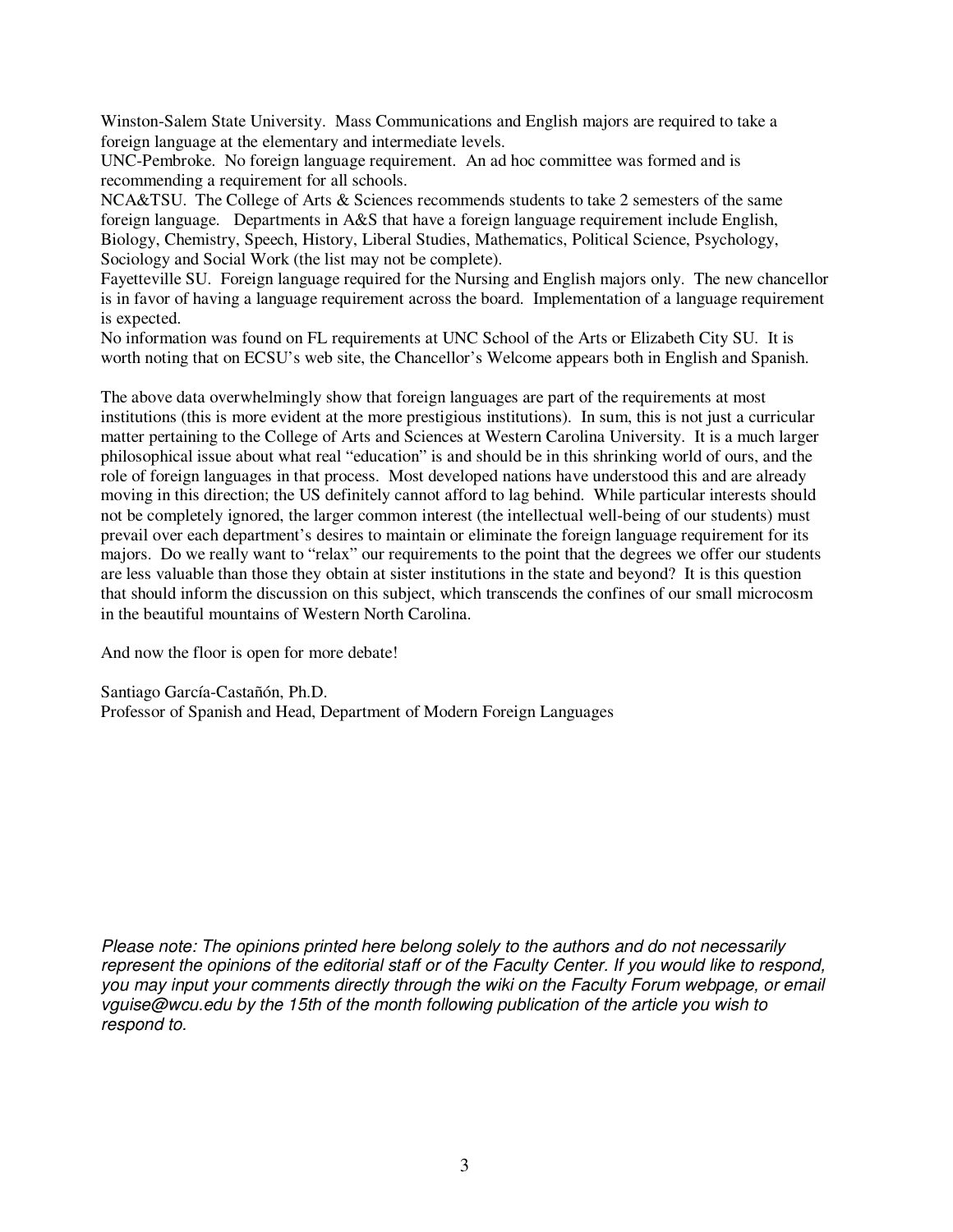Winston-Salem State University. Mass Communications and English majors are required to take a foreign language at the elementary and intermediate levels.

UNC-Pembroke. No foreign language requirement. An ad hoc committee was formed and is recommending a requirement for all schools.

NCA&TSU. The College of Arts & Sciences recommends students to take 2 semesters of the same foreign language. Departments in A&S that have a foreign language requirement include English, Biology, Chemistry, Speech, History, Liberal Studies, Mathematics, Political Science, Psychology, Sociology and Social Work (the list may not be complete).

Fayetteville SU. Foreign language required for the Nursing and English majors only. The new chancellor is in favor of having a language requirement across the board. Implementation of a language requirement is expected.

No information was found on FL requirements at UNC School of the Arts or Elizabeth City SU. It is worth noting that on ECSU's web site, the Chancellor's Welcome appears both in English and Spanish.

The above data overwhelmingly show that foreign languages are part of the requirements at most institutions (this is more evident at the more prestigious institutions). In sum, this is not just a curricular matter pertaining to the College of Arts and Sciences at Western Carolina University. It is a much larger philosophical issue about what real "education" is and should be in this shrinking world of ours, and the role of foreign languages in that process. Most developed nations have understood this and are already moving in this direction; the US definitely cannot afford to lag behind. While particular interests should not be completely ignored, the larger common interest (the intellectual well-being of our students) must prevail over each department's desires to maintain or eliminate the foreign language requirement for its majors. Do we really want to "relax" our requirements to the point that the degrees we offer our students are less valuable than those they obtain at sister institutions in the state and beyond? It is this question that should inform the discussion on this subject, which transcends the confines of our small microcosm in the beautiful mountains of Western North Carolina.

And now the floor is open for more debate!

Santiago García-Castañón, Ph.D.
Professor of Spanish and Head, Department of Modern Foreign Languages

*Please note: The opinions printed here belong solely to the authors and do not necessarily represent the opinions of the editorial staff or of the Faculty Center. If you would like to respond, you may input your comments directly through the wiki on the Faculty Forum webpage, or email vguise@wcu.edu by the 15th of the month following publication of the article you wish to respond to.*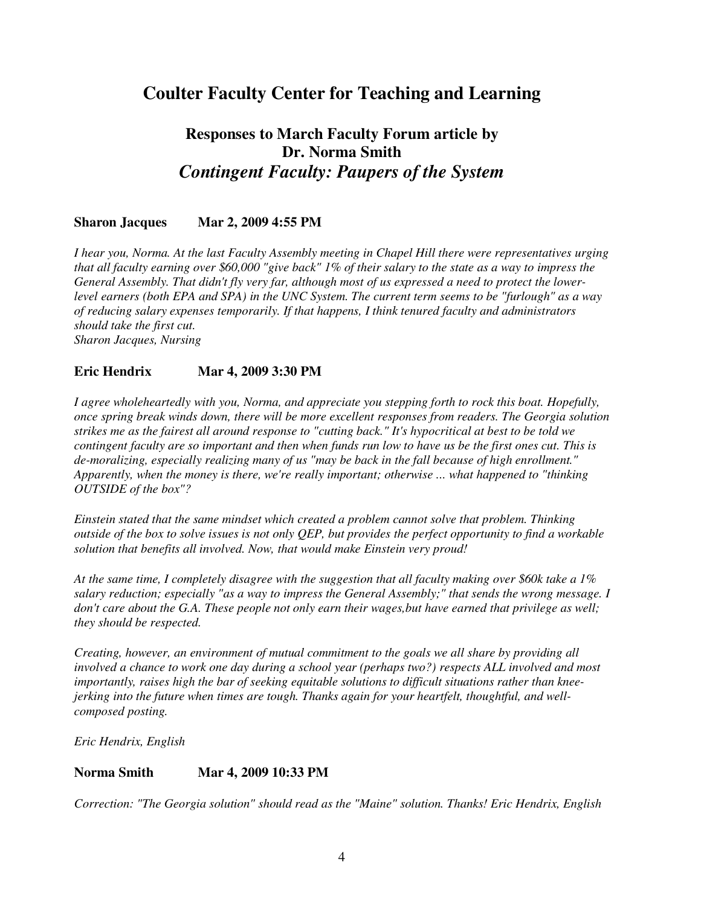# Coulter Faculty Center for Teaching and Learning

## Responses to March Faculty Forum article by Dr. Norma Smith

## *Contingent Faculty: Paupers of the System*

**Sharon Jacques Mar 2, 2009 4:55 PM**

*I hear you, Norma. At the last Faculty Assembly meeting in Chapel Hill there were representatives urging that all faculty earning over $60,000 "give back" 1% of their salary to the state as a way to impress the General Assembly. That didn't fly very far, although most of us expressed a need to protect the lower-level earners (both EPA and SPA) in the UNC System. The current term seems to be "furlough" as a way of reducing salary expenses temporarily. If that happens, I think tenured faculty and administrators should take the first cut.*
*Sharon Jacques, Nursing*

**Eric Hendrix Mar 4, 2009 3:30 PM**

*I agree wholeheartedly with you, Norma, and appreciate you stepping forth to rock this boat. Hopefully, once spring break winds down, there will be more excellent responses from readers. The Georgia solution strikes me as the fairest all around response to "cutting back." It's hypocritical at best to be told we contingent faculty are so important and then when funds run low to have us be the first ones cut. This is de-moralizing, especially realizing many of us "may be back in the fall because of high enrollment." Apparently, when the money is there, we're really important; otherwise ... what happened to "thinking OUTSIDE of the box"?*

*Einstein stated that the same mindset which created a problem cannot solve that problem. Thinking outside of the box to solve issues is not only QEP, but provides the perfect opportunity to find a workable solution that benefits all involved. Now, that would make Einstein very proud!*

*At the same time, I completely disagree with the suggestion that all faculty making over $60k take a 1% salary reduction; especially "as a way to impress the General Assembly;" that sends the wrong message. I don't care about the G.A. These people not only earn their wages,but have earned that privilege as well; they should be respected.*

*Creating, however, an environment of mutual commitment to the goals we all share by providing all involved a chance to work one day during a school year (perhaps two?) respects ALL involved and most importantly, raises high the bar of seeking equitable solutions to difficult situations rather than knee-jerking into the future when times are tough. Thanks again for your heartfelt, thoughtful, and well-composed posting.*

*Eric Hendrix, English*

**Norma Smith Mar 4, 2009 10:33 PM**

*Correction: "The Georgia solution" should read as the "Maine" solution. Thanks! Eric Hendrix, English*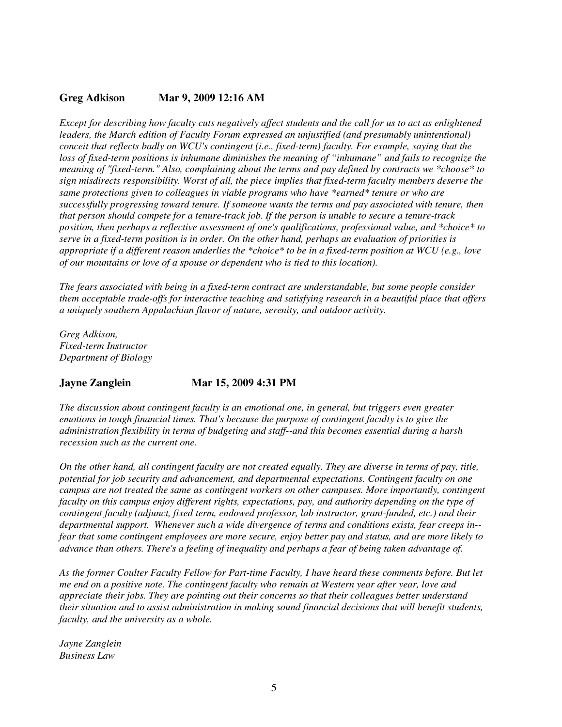**Greg Adkison Mar 9, 2009 12:16 AM**

*Except for describing how faculty cuts negatively affect students and the call for us to act as enlightened leaders, the March edition of Faculty Forum expressed an unjustified (and presumably unintentional) conceit that reflects badly on WCU's contingent (i.e., fixed-term) faculty. For example, saying that the loss of fixed-term positions is inhumane diminishes the meaning of "inhumane" and fails to recognize the meaning of "fixed-term." Also, complaining about the terms and pay defined by contracts we *choose* to sign misdirects responsibility. Worst of all, the piece implies that fixed-term faculty members deserve the same protections given to colleagues in viable programs who have *earned* tenure or who are successfully progressing toward tenure. If someone wants the terms and pay associated with tenure, then that person should compete for a tenure-track job. If the person is unable to secure a tenure-track position, then perhaps a reflective assessment of one's qualifications, professional value, and *choice* to serve in a fixed-term position is in order. On the other hand, perhaps an evaluation of priorities is appropriate if a different reason underlies the *choice* to be in a fixed-term position at WCU (e.g., love of our mountains or love of a spouse or dependent who is tied to this location).*

*The fears associated with being in a fixed-term contract are understandable, but some people consider them acceptable trade-offs for interactive teaching and satisfying research in a beautiful place that offers a uniquely southern Appalachian flavor of nature, serenity, and outdoor activity.*

*Greg Adkison,*
*Fixed-term Instructor*
*Department of Biology*

**Jayne Zanglein Mar 15, 2009 4:31 PM**

*The discussion about contingent faculty is an emotional one, in general, but triggers even greater emotions in tough financial times. That's because the purpose of contingent faculty is to give the administration flexibility in terms of budgeting and staff--and this becomes essential during a harsh recession such as the current one.*

*On the other hand, all contingent faculty are not created equally. They are diverse in terms of pay, title, potential for job security and advancement, and departmental expectations. Contingent faculty on one campus are not treated the same as contingent workers on other campuses. More importantly, contingent faculty on this campus enjoy different rights, expectations, pay, and authority depending on the type of contingent faculty (adjunct, fixed term, endowed professor, lab instructor, grant-funded, etc.) and their departmental support. Whenever such a wide divergence of terms and conditions exists, fear creeps in--fear that some contingent employees are more secure, enjoy better pay and status, and are more likely to advance than others. There's a feeling of inequality and perhaps a fear of being taken advantage of.*

*As the former Coulter Faculty Fellow for Part-time Faculty, I have heard these comments before. But let me end on a positive note. The contingent faculty who remain at Western year after year, love and appreciate their jobs. They are pointing out their concerns so that their colleagues better understand their situation and to assist administration in making sound financial decisions that will benefit students, faculty, and the university as a whole.*

*Jayne Zanglein*
*Business Law*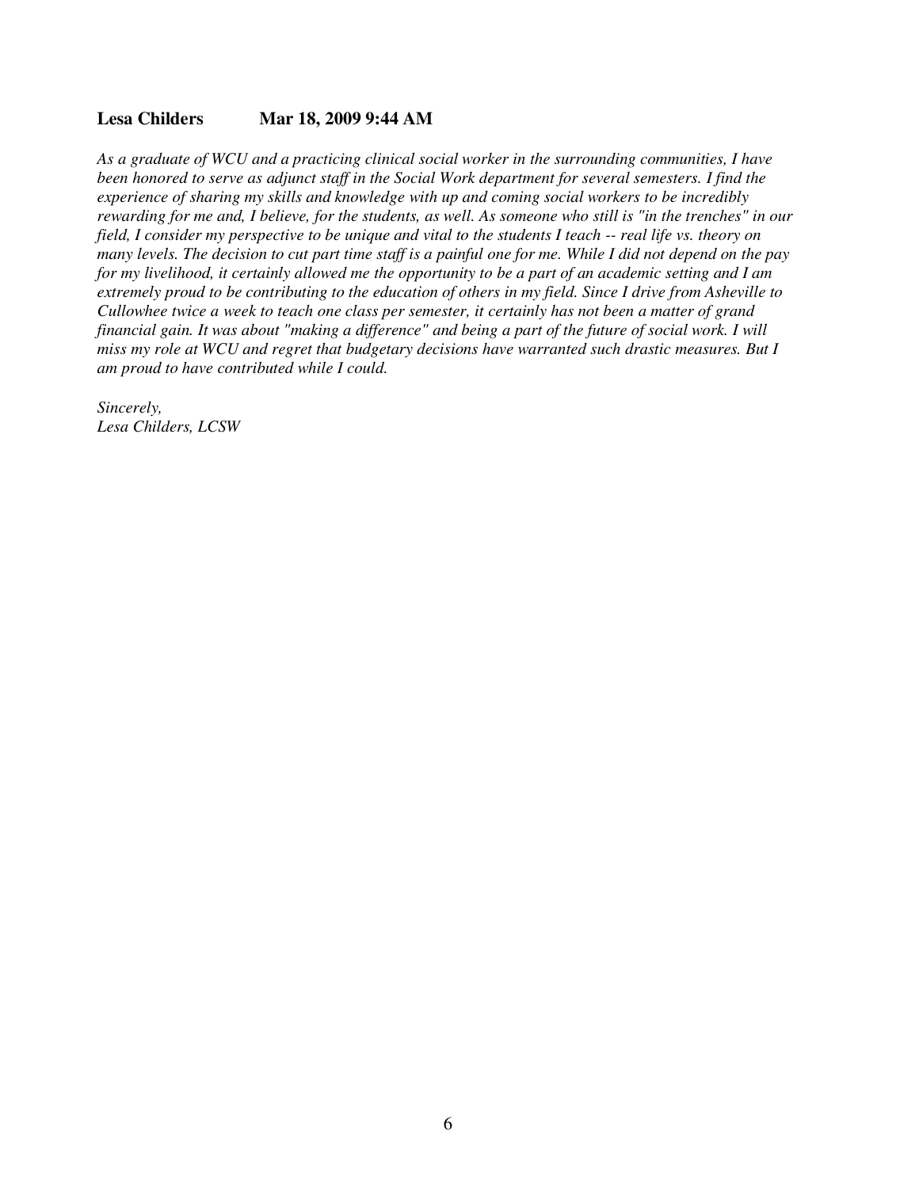**Lesa Childers Mar 18, 2009 9:44 AM**

*As a graduate of WCU and a practicing clinical social worker in the surrounding communities, I have been honored to serve as adjunct staff in the Social Work department for several semesters. I find the experience of sharing my skills and knowledge with up and coming social workers to be incredibly rewarding for me and, I believe, for the students, as well. As someone who still is "in the trenches" in our field, I consider my perspective to be unique and vital to the students I teach -- real life vs. theory on many levels. The decision to cut part time staff is a painful one for me. While I did not depend on the pay for my livelihood, it certainly allowed me the opportunity to be a part of an academic setting and I am extremely proud to be contributing to the education of others in my field. Since I drive from Asheville to Cullowhee twice a week to teach one class per semester, it certainly has not been a matter of grand financial gain. It was about "making a difference" and being a part of the future of social work. I will miss my role at WCU and regret that budgetary decisions have warranted such drastic measures. But I am proud to have contributed while I could.*

*Sincerely,*
*Lesa Childers, LCSW*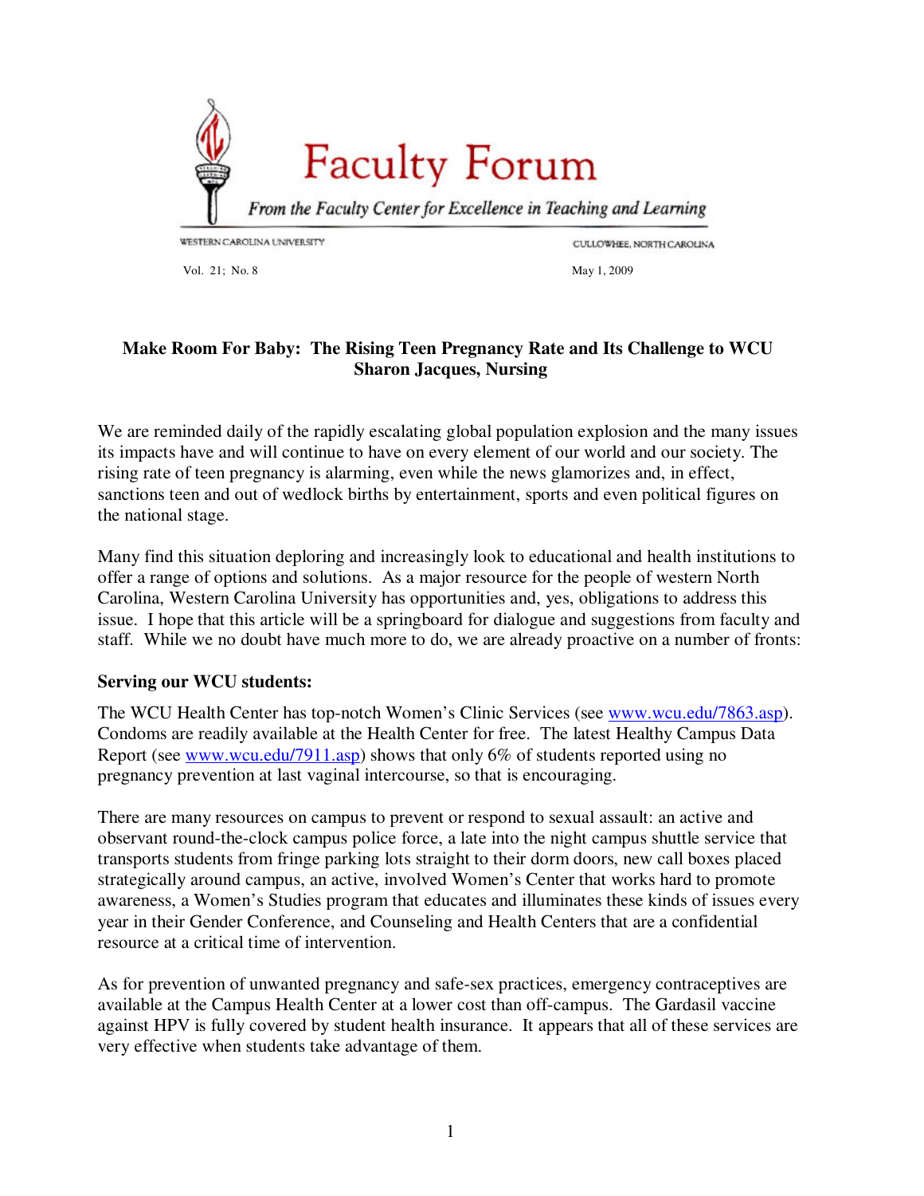# Faculty Forum

*From the Faculty Center for Excellence in Teaching and Learning*

WESTERN CAROLINA UNIVERSITY — CULLOWHEE, NORTH CAROLINA

Vol. 21; No. 8 — May 1, 2009

## Make Room For Baby: The Rising Teen Pregnancy Rate and Its Challenge to WCU
**Sharon Jacques, Nursing**

We are reminded daily of the rapidly escalating global population explosion and the many issues its impacts have and will continue to have on every element of our world and our society. The rising rate of teen pregnancy is alarming, even while the news glamorizes and, in effect, sanctions teen and out of wedlock births by entertainment, sports and even political figures on the national stage.

Many find this situation deploring and increasingly look to educational and health institutions to offer a range of options and solutions. As a major resource for the people of western North Carolina, Western Carolina University has opportunities and, yes, obligations to address this issue. I hope that this article will be a springboard for dialogue and suggestions from faculty and staff. While we no doubt have much more to do, we are already proactive on a number of fronts:

### Serving our WCU students:

The WCU Health Center has top-notch Women's Clinic Services (see www.wcu.edu/7863.asp). Condoms are readily available at the Health Center for free. The latest Healthy Campus Data Report (see www.wcu.edu/7911.asp) shows that only 6% of students reported using no pregnancy prevention at last vaginal intercourse, so that is encouraging.

There are many resources on campus to prevent or respond to sexual assault: an active and observant round-the-clock campus police force, a late into the night campus shuttle service that transports students from fringe parking lots straight to their dorm doors, new call boxes placed strategically around campus, an active, involved Women's Center that works hard to promote awareness, a Women's Studies program that educates and illuminates these kinds of issues every year in their Gender Conference, and Counseling and Health Centers that are a confidential resource at a critical time of intervention.

As for prevention of unwanted pregnancy and safe-sex practices, emergency contraceptives are available at the Campus Health Center at a lower cost than off-campus. The Gardasil vaccine against HPV is fully covered by student health insurance. It appears that all of these services are very effective when students take advantage of them.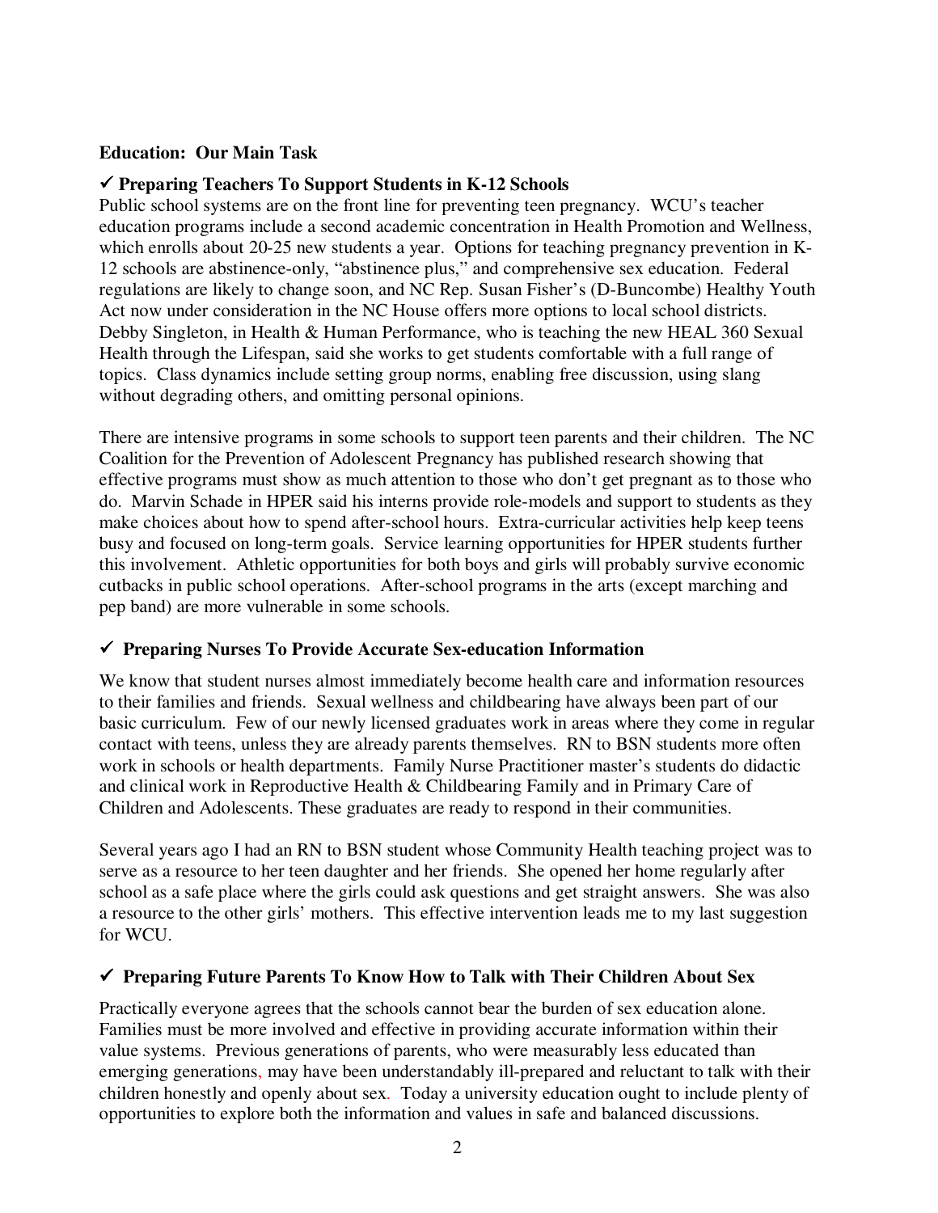**Education: Our Main Task**

✓ **Preparing Teachers To Support Students in K-12 Schools**

Public school systems are on the front line for preventing teen pregnancy. WCU's teacher education programs include a second academic concentration in Health Promotion and Wellness, which enrolls about 20-25 new students a year. Options for teaching pregnancy prevention in K-12 schools are abstinence-only, "abstinence plus," and comprehensive sex education. Federal regulations are likely to change soon, and NC Rep. Susan Fisher's (D-Buncombe) Healthy Youth Act now under consideration in the NC House offers more options to local school districts. Debby Singleton, in Health & Human Performance, who is teaching the new HEAL 360 Sexual Health through the Lifespan, said she works to get students comfortable with a full range of topics. Class dynamics include setting group norms, enabling free discussion, using slang without degrading others, and omitting personal opinions.

There are intensive programs in some schools to support teen parents and their children. The NC Coalition for the Prevention of Adolescent Pregnancy has published research showing that effective programs must show as much attention to those who don't get pregnant as to those who do. Marvin Schade in HPER said his interns provide role-models and support to students as they make choices about how to spend after-school hours. Extra-curricular activities help keep teens busy and focused on long-term goals. Service learning opportunities for HPER students further this involvement. Athletic opportunities for both boys and girls will probably survive economic cutbacks in public school operations. After-school programs in the arts (except marching and pep band) are more vulnerable in some schools.

✓ **Preparing Nurses To Provide Accurate Sex-education Information**

We know that student nurses almost immediately become health care and information resources to their families and friends. Sexual wellness and childbearing have always been part of our basic curriculum. Few of our newly licensed graduates work in areas where they come in regular contact with teens, unless they are already parents themselves. RN to BSN students more often work in schools or health departments. Family Nurse Practitioner master's students do didactic and clinical work in Reproductive Health & Childbearing Family and in Primary Care of Children and Adolescents. These graduates are ready to respond in their communities.

Several years ago I had an RN to BSN student whose Community Health teaching project was to serve as a resource to her teen daughter and her friends. She opened her home regularly after school as a safe place where the girls could ask questions and get straight answers. She was also a resource to the other girls' mothers. This effective intervention leads me to my last suggestion for WCU.

✓ **Preparing Future Parents To Know How to Talk with Their Children About Sex**

Practically everyone agrees that the schools cannot bear the burden of sex education alone. Families must be more involved and effective in providing accurate information within their value systems. Previous generations of parents, who were measurably less educated than emerging generations, may have been understandably ill-prepared and reluctant to talk with their children honestly and openly about sex. Today a university education ought to include plenty of opportunities to explore both the information and values in safe and balanced discussions.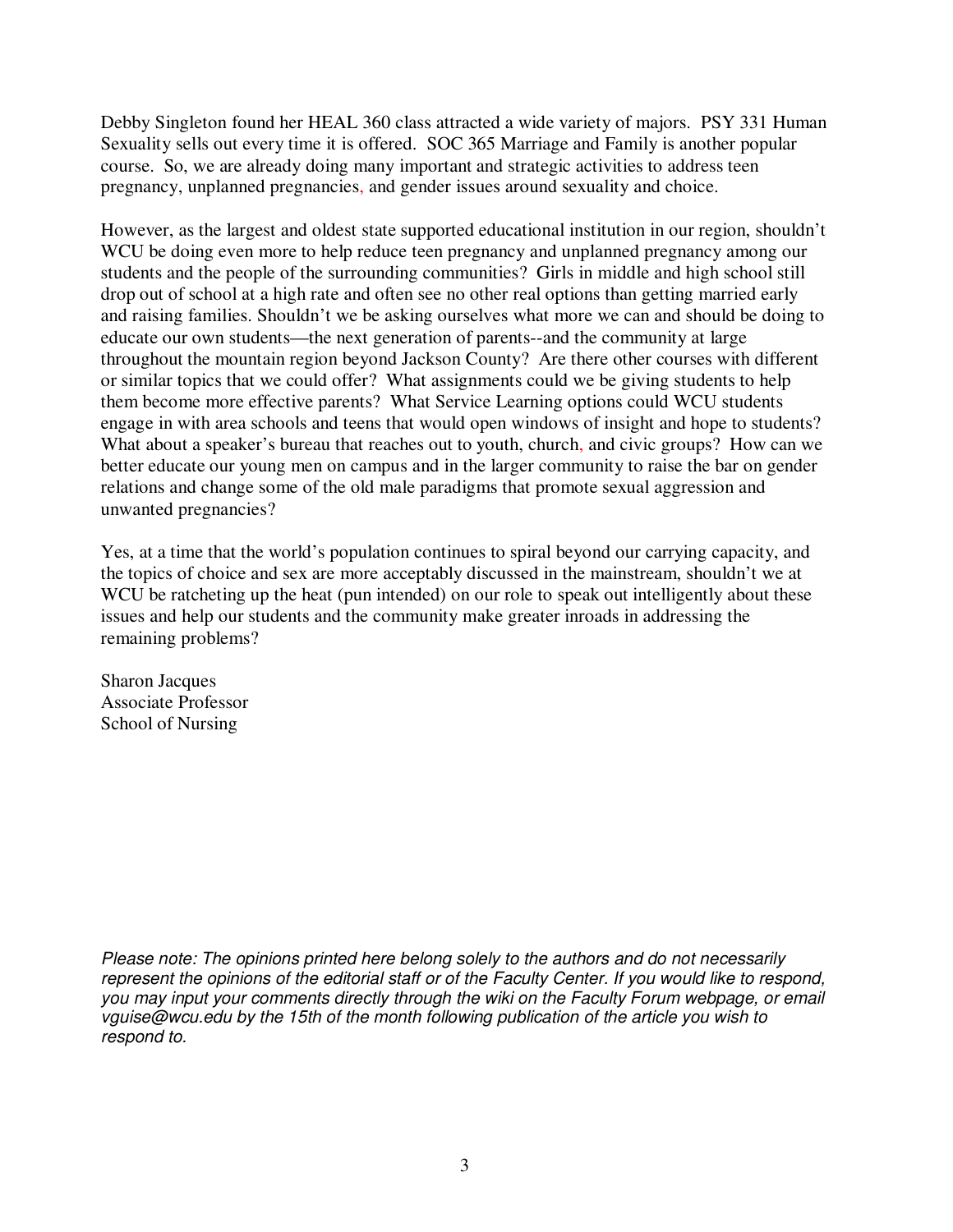Debby Singleton found her HEAL 360 class attracted a wide variety of majors. PSY 331 Human Sexuality sells out every time it is offered. SOC 365 Marriage and Family is another popular course. So, we are already doing many important and strategic activities to address teen pregnancy, unplanned pregnancies, and gender issues around sexuality and choice.

However, as the largest and oldest state supported educational institution in our region, shouldn't WCU be doing even more to help reduce teen pregnancy and unplanned pregnancy among our students and the people of the surrounding communities? Girls in middle and high school still drop out of school at a high rate and often see no other real options than getting married early and raising families. Shouldn't we be asking ourselves what more we can and should be doing to educate our own students—the next generation of parents--and the community at large throughout the mountain region beyond Jackson County? Are there other courses with different or similar topics that we could offer? What assignments could we be giving students to help them become more effective parents? What Service Learning options could WCU students engage in with area schools and teens that would open windows of insight and hope to students? What about a speaker's bureau that reaches out to youth, church, and civic groups? How can we better educate our young men on campus and in the larger community to raise the bar on gender relations and change some of the old male paradigms that promote sexual aggression and unwanted pregnancies?

Yes, at a time that the world's population continues to spiral beyond our carrying capacity, and the topics of choice and sex are more acceptably discussed in the mainstream, shouldn't we at WCU be ratcheting up the heat (pun intended) on our role to speak out intelligently about these issues and help our students and the community make greater inroads in addressing the remaining problems?

Sharon Jacques  
Associate Professor  
School of Nursing

*Please note: The opinions printed here belong solely to the authors and do not necessarily represent the opinions of the editorial staff or of the Faculty Center. If you would like to respond, you may input your comments directly through the wiki on the Faculty Forum webpage, or email vguise@wcu.edu by the 15th of the month following publication of the article you wish to respond to.*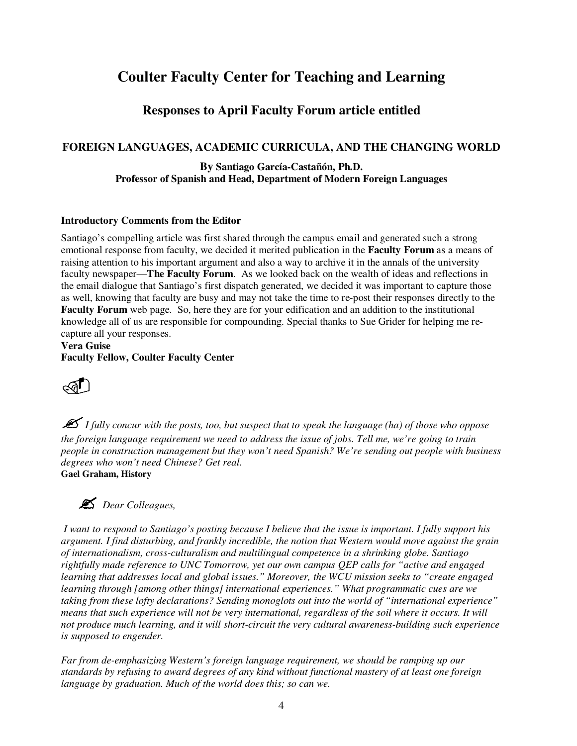# Coulter Faculty Center for Teaching and Learning

## Responses to April Faculty Forum article entitled

### FOREIGN LANGUAGES, ACADEMIC CURRICULA, AND THE CHANGING WORLD

**By Santiago García-Castañón, Ph.D.**
**Professor of Spanish and Head, Department of Modern Foreign Languages**

**Introductory Comments from the Editor**

Santiago's compelling article was first shared through the campus email and generated such a strong emotional response from faculty, we decided it merited publication in the **Faculty Forum** as a means of raising attention to his important argument and also a way to archive it in the annals of the university faculty newspaper—**The Faculty Forum**. As we looked back on the wealth of ideas and reflections in the email dialogue that Santiago's first dispatch generated, we decided it was important to capture those as well, knowing that faculty are busy and may not take the time to re-post their responses directly to the **Faculty Forum** web page. So, here they are for your edification and an addition to the institutional knowledge all of us are responsible for compounding. Special thanks to Sue Grider for helping me re-capture all your responses.

**Vera Guise**
**Faculty Fellow, Coulter Faculty Center**

✍ *I fully concur with the posts, too, but suspect that to speak the language (ha) of those who oppose the foreign language requirement we need to address the issue of jobs. Tell me, we're going to train people in construction management but they won't need Spanish? We're sending out people with business degrees who won't need Chinese? Get real.*
**Gael Graham, History**

✍ *Dear Colleagues,*

*I want to respond to Santiago's posting because I believe that the issue is important. I fully support his argument. I find disturbing, and frankly incredible, the notion that Western would move against the grain of internationalism, cross-culturalism and multilingual competence in a shrinking globe. Santiago rightfully made reference to UNC Tomorrow, yet our own campus QEP calls for "active and engaged learning that addresses local and global issues." Moreover, the WCU mission seeks to "create engaged learning through [among other things] international experiences." What programmatic cues are we taking from these lofty declarations? Sending monoglots out into the world of "international experience" means that such experience will not be very international, regardless of the soil where it occurs. It will not produce much learning, and it will short-circuit the very cultural awareness-building such experience is supposed to engender.*

*Far from de-emphasizing Western's foreign language requirement, we should be ramping up our standards by refusing to award degrees of any kind without functional mastery of at least one foreign language by graduation. Much of the world does this; so can we.*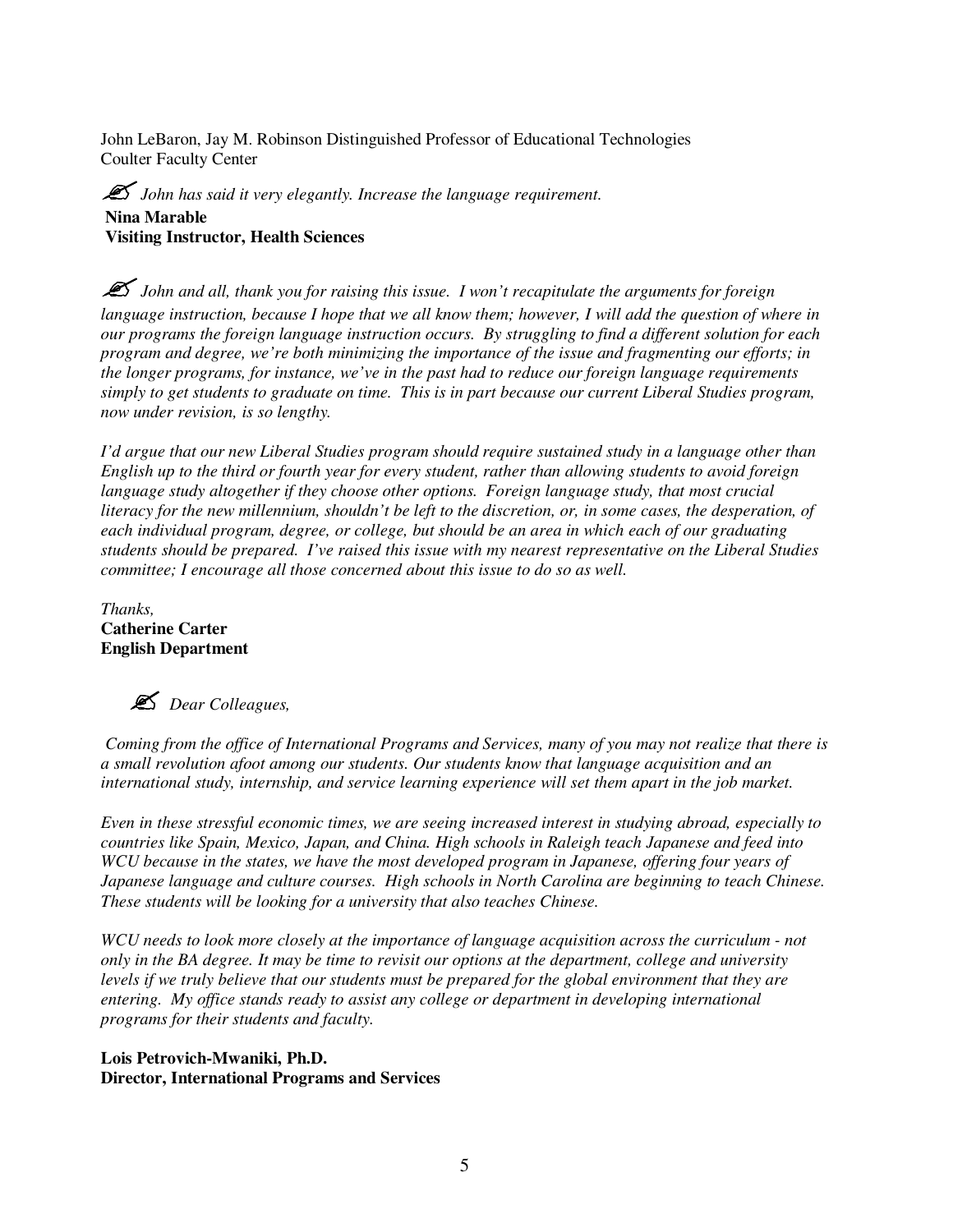John LeBaron, Jay M. Robinson Distinguished Professor of Educational Technologies
Coulter Faculty Center

✍ *John has said it very elegantly. Increase the language requirement.*
**Nina Marable**
**Visiting Instructor, Health Sciences**

✍ *John and all, thank you for raising this issue. I won't recapitulate the arguments for foreign language instruction, because I hope that we all know them; however, I will add the question of where in our programs the foreign language instruction occurs. By struggling to find a different solution for each program and degree, we're both minimizing the importance of the issue and fragmenting our efforts; in the longer programs, for instance, we've in the past had to reduce our foreign language requirements simply to get students to graduate on time. This is in part because our current Liberal Studies program, now under revision, is so lengthy.*

*I'd argue that our new Liberal Studies program should require sustained study in a language other than English up to the third or fourth year for every student, rather than allowing students to avoid foreign language study altogether if they choose other options. Foreign language study, that most crucial literacy for the new millennium, shouldn't be left to the discretion, or, in some cases, the desperation, of each individual program, degree, or college, but should be an area in which each of our graduating students should be prepared. I've raised this issue with my nearest representative on the Liberal Studies committee; I encourage all those concerned about this issue to do so as well.*

*Thanks,*
**Catherine Carter**
**English Department**

✍ *Dear Colleagues,*

*Coming from the office of International Programs and Services, many of you may not realize that there is a small revolution afoot among our students. Our students know that language acquisition and an international study, internship, and service learning experience will set them apart in the job market.*

*Even in these stressful economic times, we are seeing increased interest in studying abroad, especially to countries like Spain, Mexico, Japan, and China. High schools in Raleigh teach Japanese and feed into WCU because in the states, we have the most developed program in Japanese, offering four years of Japanese language and culture courses. High schools in North Carolina are beginning to teach Chinese. These students will be looking for a university that also teaches Chinese.*

*WCU needs to look more closely at the importance of language acquisition across the curriculum - not only in the BA degree. It may be time to revisit our options at the department, college and university levels if we truly believe that our students must be prepared for the global environment that they are entering. My office stands ready to assist any college or department in developing international programs for their students and faculty.*

**Lois Petrovich-Mwaniki, Ph.D.**
**Director, International Programs and Services**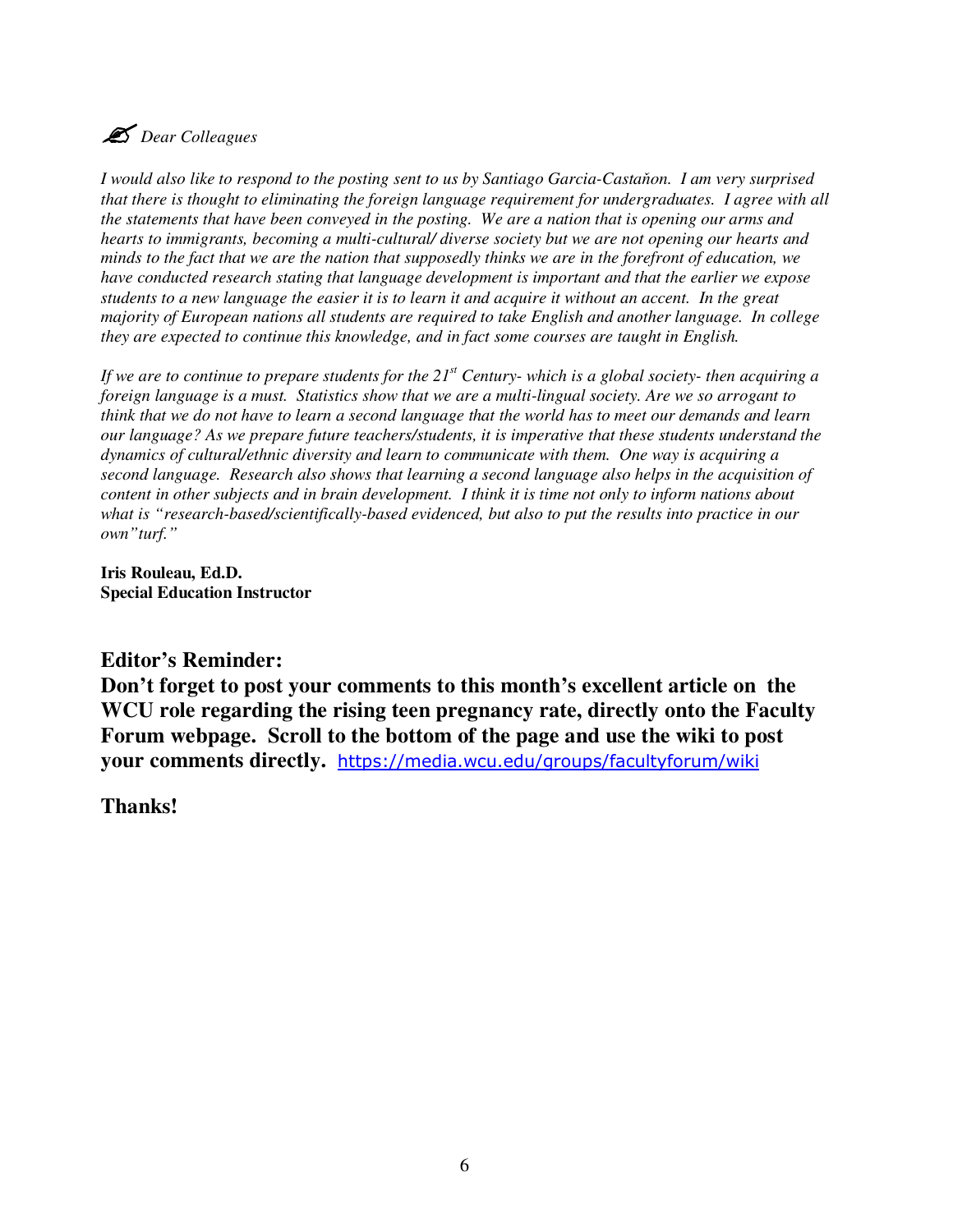✍ *Dear Colleagues*

*I would also like to respond to the posting sent to us by Santiago Garcia-Castaňon. I am very surprised that there is thought to eliminating the foreign language requirement for undergraduates. I agree with all the statements that have been conveyed in the posting. We are a nation that is opening our arms and hearts to immigrants, becoming a multi-cultural/ diverse society but we are not opening our hearts and minds to the fact that we are the nation that supposedly thinks we are in the forefront of education, we have conducted research stating that language development is important and that the earlier we expose students to a new language the easier it is to learn it and acquire it without an accent. In the great majority of European nations all students are required to take English and another language. In college they are expected to continue this knowledge, and in fact some courses are taught in English.*

*If we are to continue to prepare students for the 21st Century- which is a global society- then acquiring a foreign language is a must. Statistics show that we are a multi-lingual society. Are we so arrogant to think that we do not have to learn a second language that the world has to meet our demands and learn our language? As we prepare future teachers/students, it is imperative that these students understand the dynamics of cultural/ethnic diversity and learn to communicate with them. One way is acquiring a second language. Research also shows that learning a second language also helps in the acquisition of content in other subjects and in brain development. I think it is time not only to inform nations about what is "research-based/scientifically-based evidenced, but also to put the results into practice in our own"turf."*

**Iris Rouleau, Ed.D.**
**Special Education Instructor**

**Editor's Reminder:**

**Don't forget to post your comments to this month's excellent article on the WCU role regarding the rising teen pregnancy rate, directly onto the Faculty Forum webpage. Scroll to the bottom of the page and use the wiki to post your comments directly.** https://media.wcu.edu/groups/facultyforum/wiki

**Thanks!**